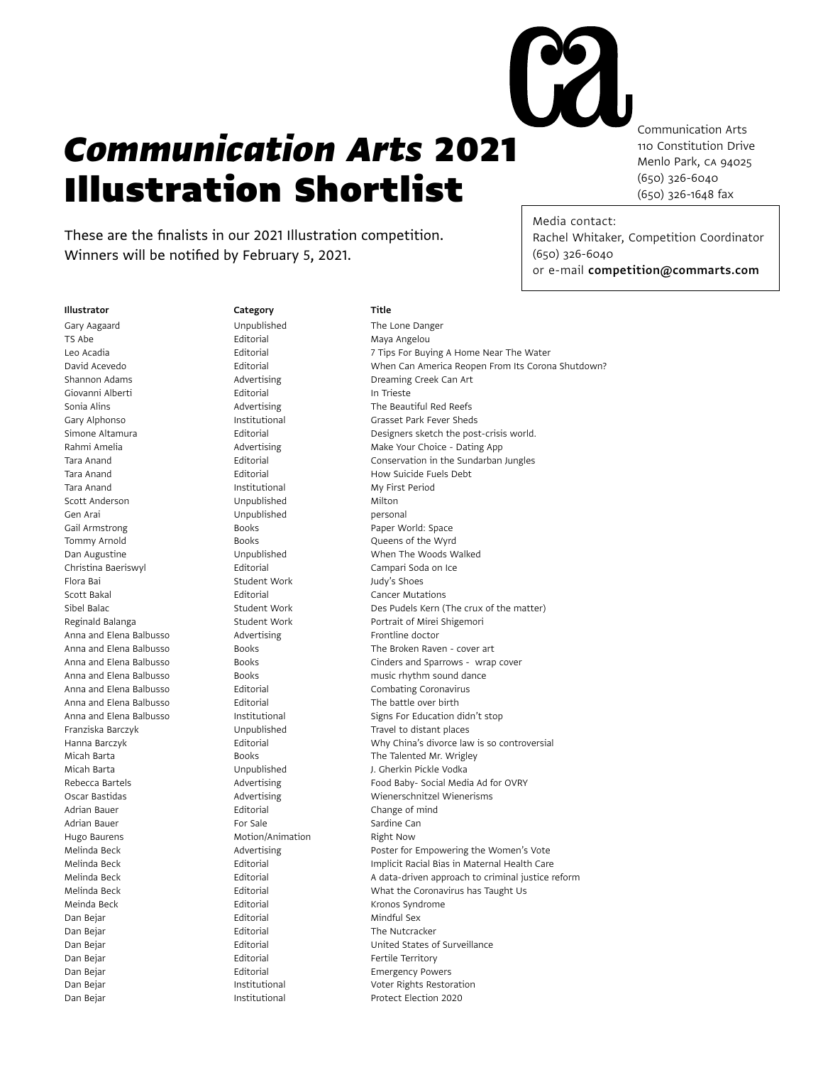# *Communication Arts* 2021 Illustration Shortlist

Communication Arts
110 Constitution Drive
Menlo Park, CA 94025
(650) 326-6040
(650) 326-1648 fax

Media contact:
Rachel Whitaker, Competition Coordinator
(650) 326-6040
or e-mail **competition@commarts.com**

These are the finalists in our 2021 Illustration competition.
Winners will be notified by February 5, 2021.

| Illustrator | Category | Title |
|---|---|---|
| Gary Aagaard | Unpublished | The Lone Danger |
| TS Abe | Editorial | Maya Angelou |
| Leo Acadia | Editorial | 7 Tips For Buying A Home Near The Water |
| David Acevedo | Editorial | When Can America Reopen From Its Corona Shutdown? |
| Shannon Adams | Advertising | Dreaming Creek Can Art |
| Giovanni Alberti | Editorial | In Trieste |
| Sonia Alins | Advertising | The Beautiful Red Reefs |
| Gary Alphonso | Institutional | Grasset Park Fever Sheds |
| Simone Altamura | Editorial | Designers sketch the post-crisis world. |
| Rahmi Amelia | Advertising | Make Your Choice - Dating App |
| Tara Anand | Editorial | Conservation in the Sundarban Jungles |
| Tara Anand | Editorial | How Suicide Fuels Debt |
| Tara Anand | Institutional | My First Period |
| Scott Anderson | Unpublished | Milton |
| Gen Arai | Unpublished | personal |
| Gail Armstrong | Books | Paper World: Space |
| Tommy Arnold | Books | Queens of the Wyrd |
| Dan Augustine | Unpublished | When The Woods Walked |
| Christina Baeriswyl | Editorial | Campari Soda on Ice |
| Flora Bai | Student Work | Judy's Shoes |
| Scott Bakal | Editorial | Cancer Mutations |
| Sibel Balac | Student Work | Des Pudels Kern (The crux of the matter) |
| Reginald Balanga | Student Work | Portrait of Mirei Shigemori |
| Anna and Elena Balbusso | Advertising | Frontline doctor |
| Anna and Elena Balbusso | Books | The Broken Raven - cover art |
| Anna and Elena Balbusso | Books | Cinders and Sparrows -  wrap cover |
| Anna and Elena Balbusso | Books | music rhythm sound dance |
| Anna and Elena Balbusso | Editorial | Combating Coronavirus |
| Anna and Elena Balbusso | Editorial | The battle over birth |
| Anna and Elena Balbusso | Institutional | Signs For Education didn't stop |
| Franziska Barczyk | Unpublished | Travel to distant places |
| Hanna Barczyk | Editorial | Why China's divorce law is so controversial |
| Micah Barta | Books | The Talented Mr. Wrigley |
| Micah Barta | Unpublished | J. Gherkin Pickle Vodka |
| Rebecca Bartels | Advertising | Food Baby- Social Media Ad for OVRY |
| Oscar Bastidas | Advertising | Wienerschnitzel Wienerisms |
| Adrian Bauer | Editorial | Change of mind |
| Adrian Bauer | For Sale | Sardine Can |
| Hugo Baurens | Motion/Animation | Right Now |
| Melinda Beck | Advertising | Poster for Empowering the Women's Vote |
| Melinda Beck | Editorial | Implicit Racial Bias in Maternal Health Care |
| Melinda Beck | Editorial | A data-driven approach to criminal justice reform |
| Melinda Beck | Editorial | What the Coronavirus has Taught Us |
| Meinda Beck | Editorial | Kronos Syndrome |
| Dan Bejar | Editorial | Mindful Sex |
| Dan Bejar | Editorial | The Nutcracker |
| Dan Bejar | Editorial | United States of Surveillance |
| Dan Bejar | Editorial | Fertile Territory |
| Dan Bejar | Editorial | Emergency Powers |
| Dan Bejar | Institutional | Voter Rights Restoration |
| Dan Bejar | Institutional | Protect Election 2020 |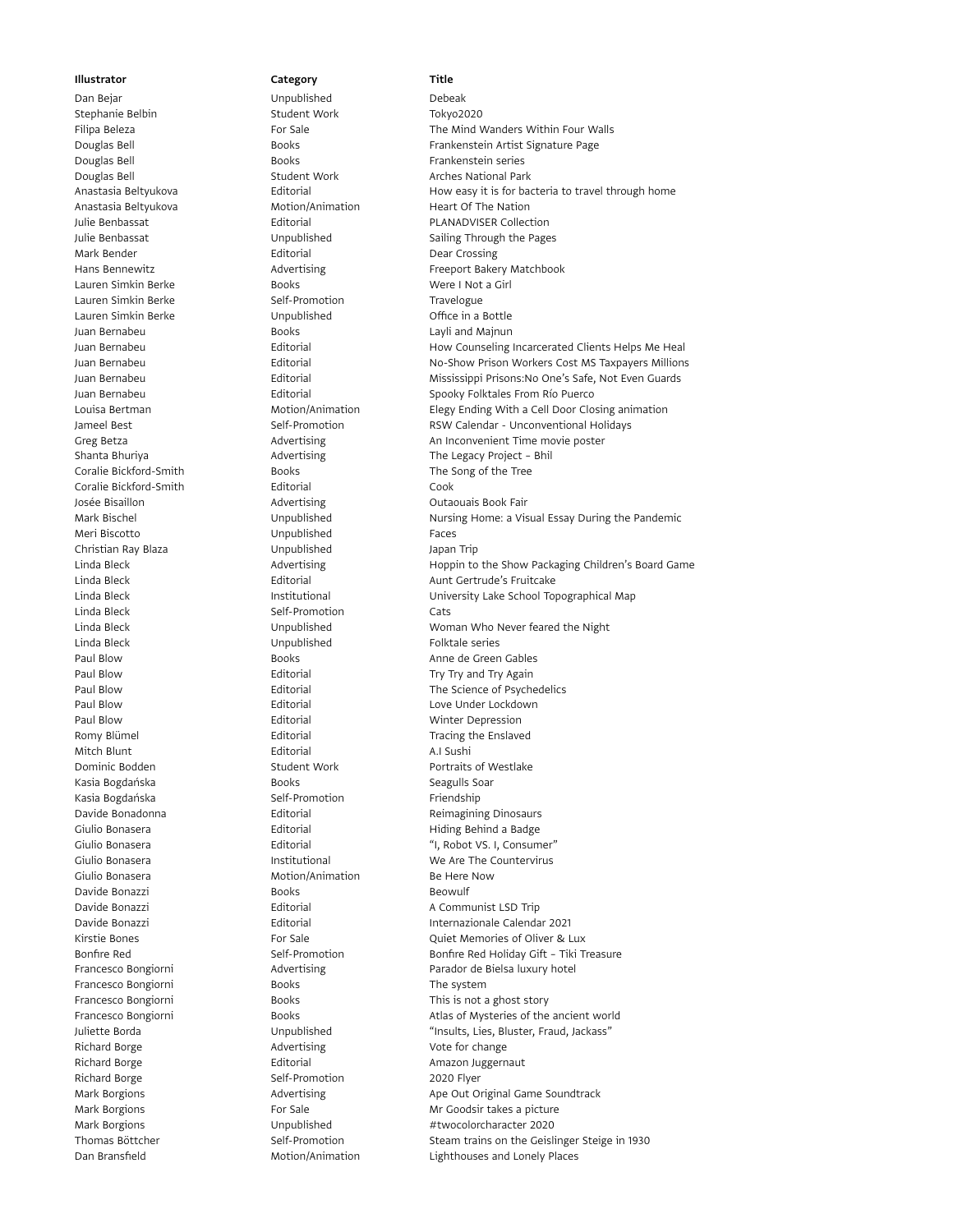| Illustrator | Category | Title |
|---|---|---|
| Dan Bejar | Unpublished | Debeak |
| Stephanie Belbin | Student Work | Tokyo2020 |
| Filipa Beleza | For Sale | The Mind Wanders Within Four Walls |
| Douglas Bell | Books | Frankenstein Artist Signature Page |
| Douglas Bell | Books | Frankenstein series |
| Douglas Bell | Student Work | Arches National Park |
| Anastasia Beltyukova | Editorial | How easy it is for bacteria to travel through home |
| Anastasia Beltyukova | Motion/Animation | Heart Of The Nation |
| Julie Benbassat | Editorial | PLANADVISER Collection |
| Julie Benbassat | Unpublished | Sailing Through the Pages |
| Mark Bender | Editorial | Dear Crossing |
| Hans Bennewitz | Advertising | Freeport Bakery Matchbook |
| Lauren Simkin Berke | Books | Were I Not a Girl |
| Lauren Simkin Berke | Self-Promotion | Travelogue |
| Lauren Simkin Berke | Unpublished | Office in a Bottle |
| Juan Bernabeu | Books | Layli and Majnun |
| Juan Bernabeu | Editorial | How Counseling Incarcerated Clients Helps Me Heal |
| Juan Bernabeu | Editorial | No-Show Prison Workers Cost MS Taxpayers Millions |
| Juan Bernabeu | Editorial | Mississippi Prisons:No One's Safe, Not Even Guards |
| Juan Bernabeu | Editorial | Spooky Folktales From Río Puerco |
| Louisa Bertman | Motion/Animation | Elegy Ending With a Cell Door Closing animation |
| Jameel Best | Self-Promotion | RSW Calendar - Unconventional Holidays |
| Greg Betza | Advertising | An Inconvenient Time movie poster |
| Shanta Bhuriya | Advertising | The Legacy Project – Bhil |
| Coralie Bickford-Smith | Books | The Song of the Tree |
| Coralie Bickford-Smith | Editorial | Cook |
| Josée Bisaillon | Advertising | Outaouais Book Fair |
| Mark Bischel | Unpublished | Nursing Home: a Visual Essay During the Pandemic |
| Meri Biscotto | Unpublished | Faces |
| Christian Ray Blaza | Unpublished | Japan Trip |
| Linda Bleck | Advertising | Hoppin to the Show Packaging Children's Board Game |
| Linda Bleck | Editorial | Aunt Gertrude's Fruitcake |
| Linda Bleck | Institutional | University Lake School Topographical Map |
| Linda Bleck | Self-Promotion | Cats |
| Linda Bleck | Unpublished | Woman Who Never feared the Night |
| Linda Bleck | Unpublished | Folktale series |
| Paul Blow | Books | Anne de Green Gables |
| Paul Blow | Editorial | Try Try and Try Again |
| Paul Blow | Editorial | The Science of Psychedelics |
| Paul Blow | Editorial | Love Under Lockdown |
| Paul Blow | Editorial | Winter Depression |
| Romy Blümel | Editorial | Tracing the Enslaved |
| Mitch Blunt | Editorial | A.I Sushi |
| Dominic Bodden | Student Work | Portraits of Westlake |
| Kasia Bogdańska | Books | Seagulls Soar |
| Kasia Bogdańska | Self-Promotion | Friendship |
| Davide Bonadonna | Editorial | Reimagining Dinosaurs |
| Giulio Bonasera | Editorial | Hiding Behind a Badge |
| Giulio Bonasera | Editorial | "I, Robot VS. I, Consumer" |
| Giulio Bonasera | Institutional | We Are The Countervirus |
| Giulio Bonasera | Motion/Animation | Be Here Now |
| Davide Bonazzi | Books | Beowulf |
| Davide Bonazzi | Editorial | A Communist LSD Trip |
| Davide Bonazzi | Editorial | Internazionale Calendar 2021 |
| Kirstie Bones | For Sale | Quiet Memories of Oliver & Lux |
| Bonfire Red | Self-Promotion | Bonfire Red Holiday Gift – Tiki Treasure |
| Francesco Bongiorni | Advertising | Parador de Bielsa luxury hotel |
| Francesco Bongiorni | Books | The system |
| Francesco Bongiorni | Books | This is not a ghost story |
| Francesco Bongiorni | Books | Atlas of Mysteries of the ancient world |
| Juliette Borda | Unpublished | "Insults, Lies, Bluster, Fraud, Jackass" |
| Richard Borge | Advertising | Vote for change |
| Richard Borge | Editorial | Amazon Juggernaut |
| Richard Borge | Self-Promotion | 2020 Flyer |
| Mark Borgions | Advertising | Ape Out Original Game Soundtrack |
| Mark Borgions | For Sale | Mr Goodsir takes a picture |
| Mark Borgions | Unpublished | #twocolorcharacter 2020 |
| Thomas Böttcher | Self-Promotion | Steam trains on the Geislinger Steige in 1930 |
| Dan Bransfield | Motion/Animation | Lighthouses and Lonely Places |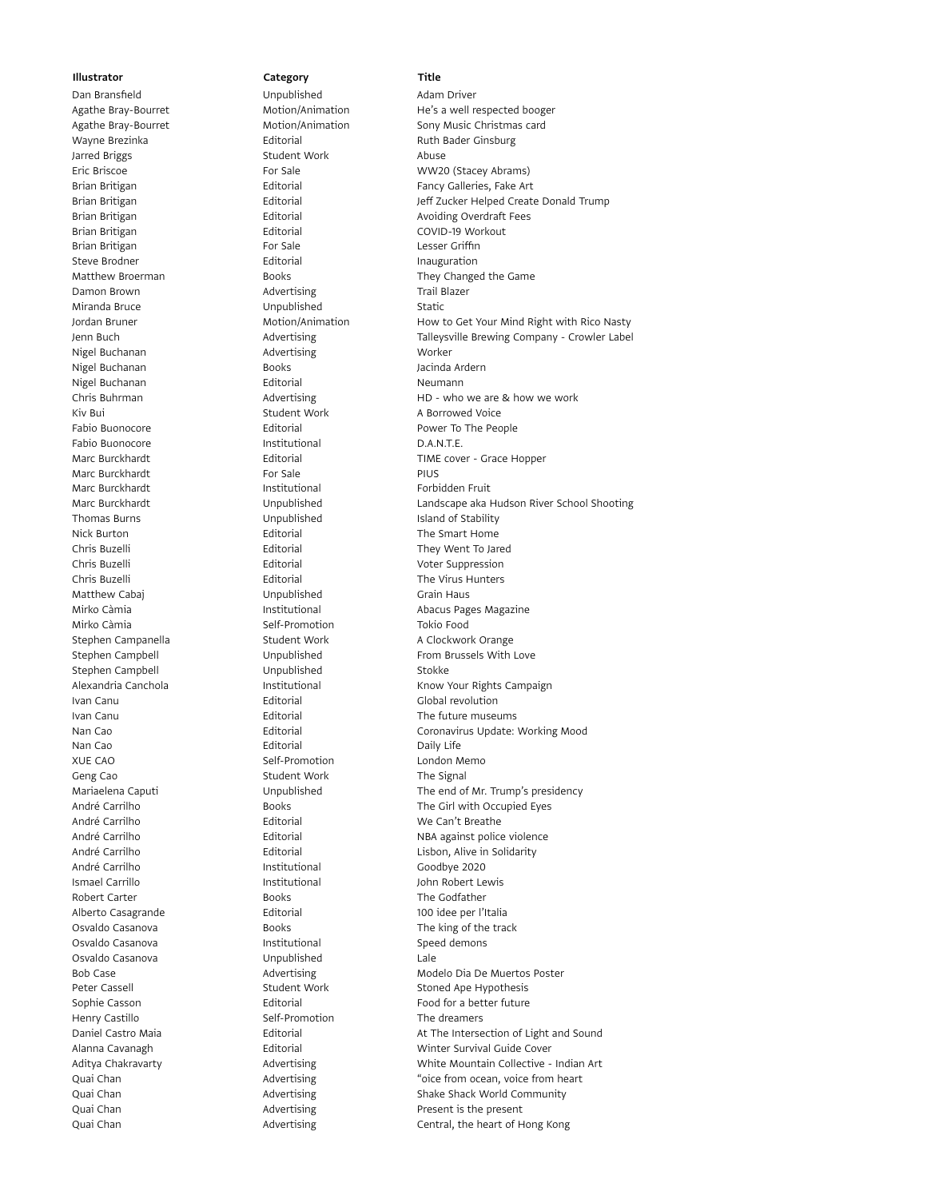| Illustrator | Category | Title |
|---|---|---|
| Dan Bransfield | Unpublished | Adam Driver |
| Agathe Bray-Bourret | Motion/Animation | He's a well respected booger |
| Agathe Bray-Bourret | Motion/Animation | Sony Music Christmas card |
| Wayne Brezinka | Editorial | Ruth Bader Ginsburg |
| Jarred Briggs | Student Work | Abuse |
| Eric Briscoe | For Sale | WW20 (Stacey Abrams) |
| Brian Britigan | Editorial | Fancy Galleries, Fake Art |
| Brian Britigan | Editorial | Jeff Zucker Helped Create Donald Trump |
| Brian Britigan | Editorial | Avoiding Overdraft Fees |
| Brian Britigan | Editorial | COVID-19 Workout |
| Brian Britigan | For Sale | Lesser Griffin |
| Steve Brodner | Editorial | Inauguration |
| Matthew Broerman | Books | They Changed the Game |
| Damon Brown | Advertising | Trail Blazer |
| Miranda Bruce | Unpublished | Static |
| Jordan Bruner | Motion/Animation | How to Get Your Mind Right with Rico Nasty |
| Jenn Buch | Advertising | Talleysville Brewing Company - Crowler Label |
| Nigel Buchanan | Advertising | Worker |
| Nigel Buchanan | Books | Jacinda Ardern |
| Nigel Buchanan | Editorial | Neumann |
| Chris Buhrman | Advertising | HD - who we are & how we work |
| Kiv Bui | Student Work | A Borrowed Voice |
| Fabio Buonocore | Editorial | Power To The People |
| Fabio Buonocore | Institutional | D.A.N.T.E. |
| Marc Burckhardt | Editorial | TIME cover - Grace Hopper |
| Marc Burckhardt | For Sale | PIUS |
| Marc Burckhardt | Institutional | Forbidden Fruit |
| Marc Burckhardt | Unpublished | Landscape aka Hudson River School Shooting |
| Thomas Burns | Unpublished | Island of Stability |
| Nick Burton | Editorial | The Smart Home |
| Chris Buzelli | Editorial | They Went To Jared |
| Chris Buzelli | Editorial | Voter Suppression |
| Chris Buzelli | Editorial | The Virus Hunters |
| Matthew Cabaj | Unpublished | Grain Haus |
| Mirko Càmia | Institutional | Abacus Pages Magazine |
| Mirko Càmia | Self-Promotion | Tokio Food |
| Stephen Campanella | Student Work | A Clockwork Orange |
| Stephen Campbell | Unpublished | From Brussels With Love |
| Stephen Campbell | Unpublished | Stokke |
| Alexandria Canchola | Institutional | Know Your Rights Campaign |
| Ivan Canu | Editorial | Global revolution |
| Ivan Canu | Editorial | The future museums |
| Nan Cao | Editorial | Coronavirus Update: Working Mood |
| Nan Cao | Editorial | Daily Life |
| XUE CAO | Self-Promotion | London Memo |
| Geng Cao | Student Work | The Signal |
| Mariaelena Caputi | Unpublished | The end of Mr. Trump's presidency |
| André Carrilho | Books | The Girl with Occupied Eyes |
| André Carrilho | Editorial | We Can't Breathe |
| André Carrilho | Editorial | NBA against police violence |
| André Carrilho | Editorial | Lisbon, Alive in Solidarity |
| André Carrilho | Institutional | Goodbye 2020 |
| Ismael Carrillo | Institutional | John Robert Lewis |
| Robert Carter | Books | The Godfather |
| Alberto Casagrande | Editorial | 100 idee per l'Italia |
| Osvaldo Casanova | Books | The king of the track |
| Osvaldo Casanova | Institutional | Speed demons |
| Osvaldo Casanova | Unpublished | Lale |
| Bob Case | Advertising | Modelo Dia De Muertos Poster |
| Peter Cassell | Student Work | Stoned Ape Hypothesis |
| Sophie Casson | Editorial | Food for a better future |
| Henry Castillo | Self-Promotion | The dreamers |
| Daniel Castro Maia | Editorial | At The Intersection of Light and Sound |
| Alanna Cavanagh | Editorial | Winter Survival Guide Cover |
| Aditya Chakravarty | Advertising | White Mountain Collective - Indian Art |
| Quai Chan | Advertising | "oice from ocean, voice from heart |
| Quai Chan | Advertising | Shake Shack World Community |
| Quai Chan | Advertising | Present is the present |
| Quai Chan | Advertising | Central, the heart of Hong Kong |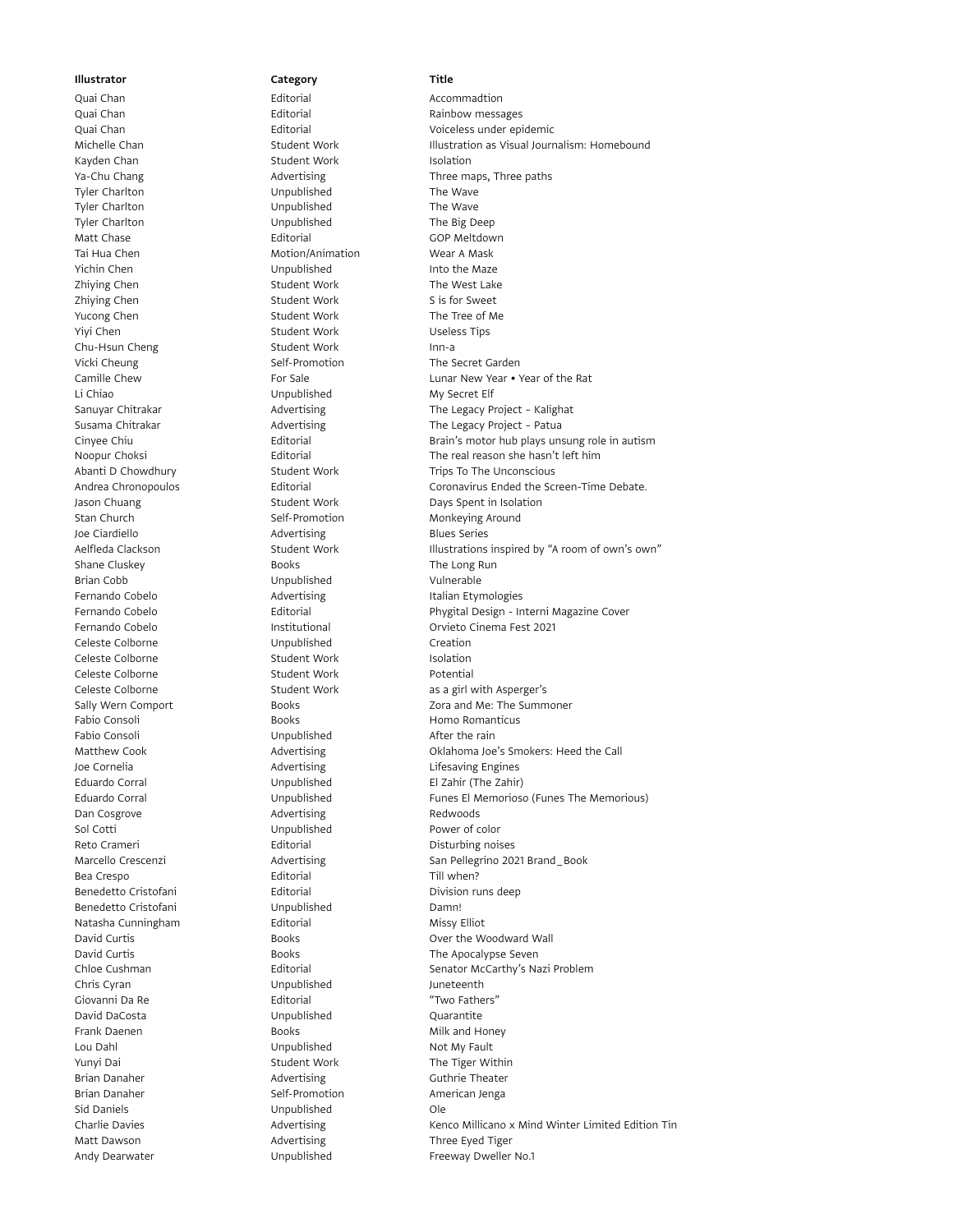| Illustrator | Category | Title |
| --- | --- | --- |
| Quai Chan | Editorial | Accommadtion |
| Quai Chan | Editorial | Rainbow messages |
| Quai Chan | Editorial | Voiceless under epidemic |
| Michelle Chan | Student Work | Illustration as Visual Journalism: Homebound |
| Kayden Chan | Student Work | Isolation |
| Ya-Chu Chang | Advertising | Three maps, Three paths |
| Tyler Charlton | Unpublished | The Wave |
| Tyler Charlton | Unpublished | The Wave |
| Tyler Charlton | Unpublished | The Big Deep |
| Matt Chase | Editorial | GOP Meltdown |
| Tai Hua Chen | Motion/Animation | Wear A Mask |
| Yichin Chen | Unpublished | Into the Maze |
| Zhiying Chen | Student Work | The West Lake |
| Zhiying Chen | Student Work | S is for Sweet |
| Yucong Chen | Student Work | The Tree of Me |
| Yiyi Chen | Student Work | Useless Tips |
| Chu-Hsun Cheng | Student Work | Inn-a |
| Vicki Cheung | Self-Promotion | The Secret Garden |
| Camille Chew | For Sale | Lunar New Year • Year of the Rat |
| Li Chiao | Unpublished | My Secret Elf |
| Sanuyar Chitrakar | Advertising | The Legacy Project – Kalighat |
| Susama Chitrakar | Advertising | The Legacy Project – Patua |
| Cinyee Chiu | Editorial | Brain's motor hub plays unsung role in autism |
| Noopur Choksi | Editorial | The real reason she hasn't left him |
| Abanti D Chowdhury | Student Work | Trips To The Unconscious |
| Andrea Chronopoulos | Editorial | Coronavirus Ended the Screen-Time Debate. |
| Jason Chuang | Student Work | Days Spent in Isolation |
| Stan Church | Self-Promotion | Monkeying Around |
| Joe Ciardiello | Advertising | Blues Series |
| Aelfleda Clackson | Student Work | Illustrations inspired by "A room of own's own" |
| Shane Cluskey | Books | The Long Run |
| Brian Cobb | Unpublished | Vulnerable |
| Fernando Cobelo | Advertising | Italian Etymologies |
| Fernando Cobelo | Editorial | Phygital Design - Interni Magazine Cover |
| Fernando Cobelo | Institutional | Orvieto Cinema Fest 2021 |
| Celeste Colborne | Unpublished | Creation |
| Celeste Colborne | Student Work | Isolation |
| Celeste Colborne | Student Work | Potential |
| Celeste Colborne | Student Work | as a girl with Asperger's |
| Sally Wern Comport | Books | Zora and Me: The Summoner |
| Fabio Consoli | Books | Homo Romanticus |
| Fabio Consoli | Unpublished | After the rain |
| Matthew Cook | Advertising | Oklahoma Joe's Smokers: Heed the Call |
| Joe Cornelia | Advertising | Lifesaving Engines |
| Eduardo Corral | Unpublished | El Zahir (The Zahir) |
| Eduardo Corral | Unpublished | Funes El Memorioso (Funes The Memorious) |
| Dan Cosgrove | Advertising | Redwoods |
| Sol Cotti | Unpublished | Power of color |
| Reto Crameri | Editorial | Disturbing noises |
| Marcello Crescenzi | Advertising | San Pellegrino 2021 Brand_Book |
| Bea Crespo | Editorial | Till when? |
| Benedetto Cristofani | Editorial | Division runs deep |
| Benedetto Cristofani | Unpublished | Damn! |
| Natasha Cunningham | Editorial | Missy Elliot |
| David Curtis | Books | Over the Woodward Wall |
| David Curtis | Books | The Apocalypse Seven |
| Chloe Cushman | Editorial | Senator McCarthy's Nazi Problem |
| Chris Cyran | Unpublished | Juneteenth |
| Giovanni Da Re | Editorial | "Two Fathers" |
| David DaCosta | Unpublished | Quarantite |
| Frank Daenen | Books | Milk and Honey |
| Lou Dahl | Unpublished | Not My Fault |
| Yunyi Dai | Student Work | The Tiger Within |
| Brian Danaher | Advertising | Guthrie Theater |
| Brian Danaher | Self-Promotion | American Jenga |
| Sid Daniels | Unpublished | Ole |
| Charlie Davies | Advertising | Kenco Millicano x Mind Winter Limited Edition Tin |
| Matt Dawson | Advertising | Three Eyed Tiger |
| Andy Dearwater | Unpublished | Freeway Dweller No.1 |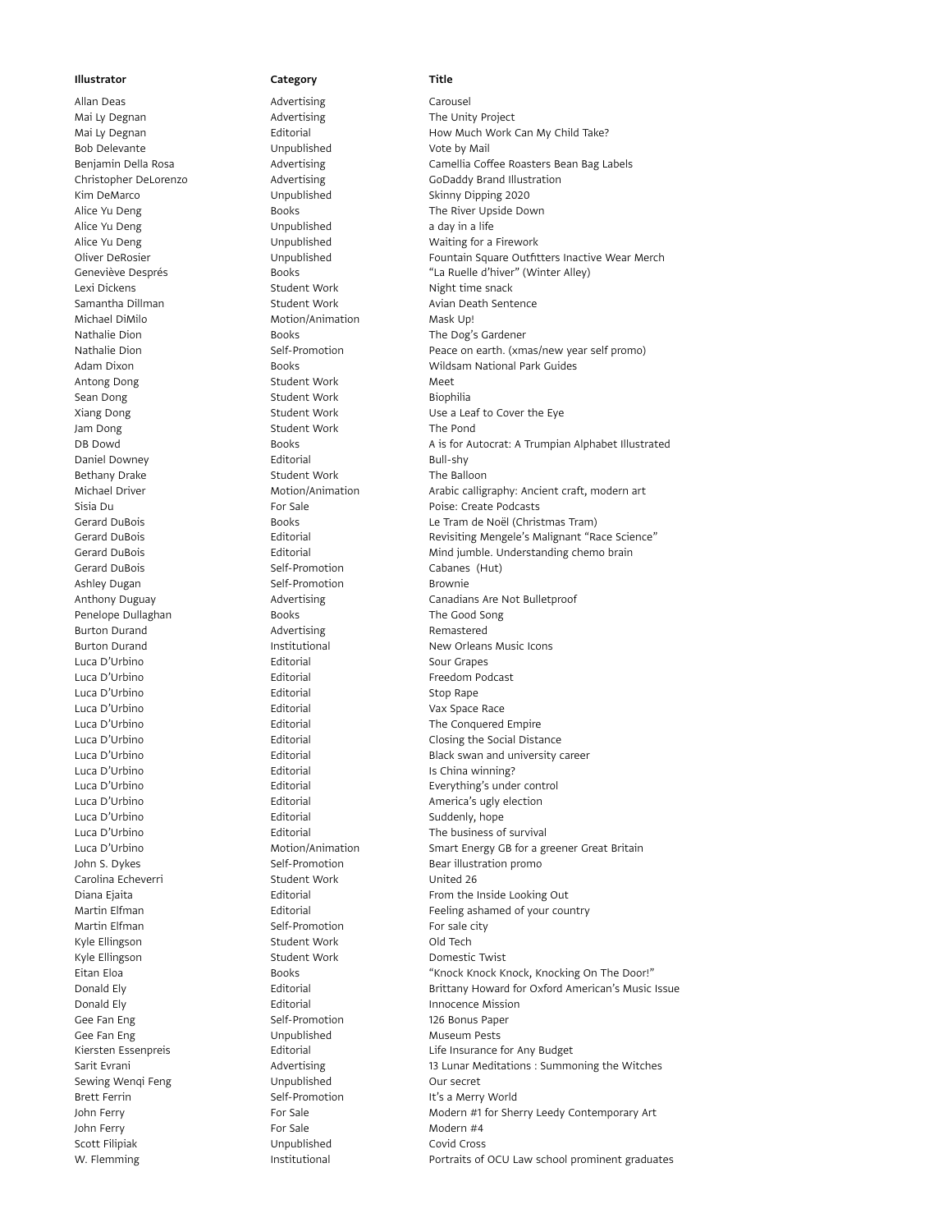| Illustrator | Category | Title |
| --- | --- | --- |
| Allan Deas | Advertising | Carousel |
| Mai Ly Degnan | Advertising | The Unity Project |
| Mai Ly Degnan | Editorial | How Much Work Can My Child Take? |
| Bob Delevante | Unpublished | Vote by Mail |
| Benjamin Della Rosa | Advertising | Camellia Coffee Roasters Bean Bag Labels |
| Christopher DeLorenzo | Advertising | GoDaddy Brand Illustration |
| Kim DeMarco | Unpublished | Skinny Dipping 2020 |
| Alice Yu Deng | Books | The River Upside Down |
| Alice Yu Deng | Unpublished | a day in a life |
| Alice Yu Deng | Unpublished | Waiting for a Firework |
| Oliver DeRosier | Unpublished | Fountain Square Outfitters Inactive Wear Merch |
| Geneviève Després | Books | “La Ruelle d’hiver” (Winter Alley) |
| Lexi Dickens | Student Work | Night time snack |
| Samantha Dillman | Student Work | Avian Death Sentence |
| Michael DiMilo | Motion/Animation | Mask Up! |
| Nathalie Dion | Books | The Dog’s Gardener |
| Nathalie Dion | Self-Promotion | Peace on earth. (xmas/new year self promo) |
| Adam Dixon | Books | Wildsam National Park Guides |
| Antong Dong | Student Work | Meet |
| Sean Dong | Student Work | Biophilia |
| Xiang Dong | Student Work | Use a Leaf to Cover the Eye |
| Jam Dong | Student Work | The Pond |
| DB Dowd | Books | A is for Autocrat: A Trumpian Alphabet Illustrated |
| Daniel Downey | Editorial | Bull-shy |
| Bethany Drake | Student Work | The Balloon |
| Michael Driver | Motion/Animation | Arabic calligraphy: Ancient craft, modern art |
| Sisia Du | For Sale | Poise: Create Podcasts |
| Gerard DuBois | Books | Le Tram de Noël (Christmas Tram) |
| Gerard DuBois | Editorial | Revisiting Mengele’s Malignant “Race Science” |
| Gerard DuBois | Editorial | Mind jumble. Understanding chemo brain |
| Gerard DuBois | Self-Promotion | Cabanes  (Hut) |
| Ashley Dugan | Self-Promotion | Brownie |
| Anthony Duguay | Advertising | Canadians Are Not Bulletproof |
| Penelope Dullaghan | Books | The Good Song |
| Burton Durand | Advertising | Remastered |
| Burton Durand | Institutional | New Orleans Music Icons |
| Luca D’Urbino | Editorial | Sour Grapes |
| Luca D’Urbino | Editorial | Freedom Podcast |
| Luca D’Urbino | Editorial | Stop Rape |
| Luca D’Urbino | Editorial | Vax Space Race |
| Luca D’Urbino | Editorial | The Conquered Empire |
| Luca D’Urbino | Editorial | Closing the Social Distance |
| Luca D’Urbino | Editorial | Black swan and university career |
| Luca D’Urbino | Editorial | Is China winning? |
| Luca D’Urbino | Editorial | Everything’s under control |
| Luca D’Urbino | Editorial | America’s ugly election |
| Luca D’Urbino | Editorial | Suddenly, hope |
| Luca D’Urbino | Editorial | The business of survival |
| Luca D’Urbino | Motion/Animation | Smart Energy GB for a greener Great Britain |
| John S. Dykes | Self-Promotion | Bear illustration promo |
| Carolina Echeverri | Student Work | United 26 |
| Diana Ejaita | Editorial | From the Inside Looking Out |
| Martin Elfman | Editorial | Feeling ashamed of your country |
| Martin Elfman | Self-Promotion | For sale city |
| Kyle Ellingson | Student Work | Old Tech |
| Kyle Ellingson | Student Work | Domestic Twist |
| Eitan Eloa | Books | “Knock Knock Knock, Knocking On The Door!” |
| Donald Ely | Editorial | Brittany Howard for Oxford American’s Music Issue |
| Donald Ely | Editorial | Innocence Mission |
| Gee Fan Eng | Self-Promotion | 126 Bonus Paper |
| Gee Fan Eng | Unpublished | Museum Pests |
| Kiersten Essenpreis | Editorial | Life Insurance for Any Budget |
| Sarit Evrani | Advertising | 13 Lunar Meditations : Summoning the Witches |
| Sewing Wenqi Feng | Unpublished | Our secret |
| Brett Ferrin | Self-Promotion | It’s a Merry World |
| John Ferry | For Sale | Modern #1 for Sherry Leedy Contemporary Art |
| John Ferry | For Sale | Modern #4 |
| Scott Filipiak | Unpublished | Covid Cross |
| W. Flemming | Institutional | Portraits of OCU Law school prominent graduates |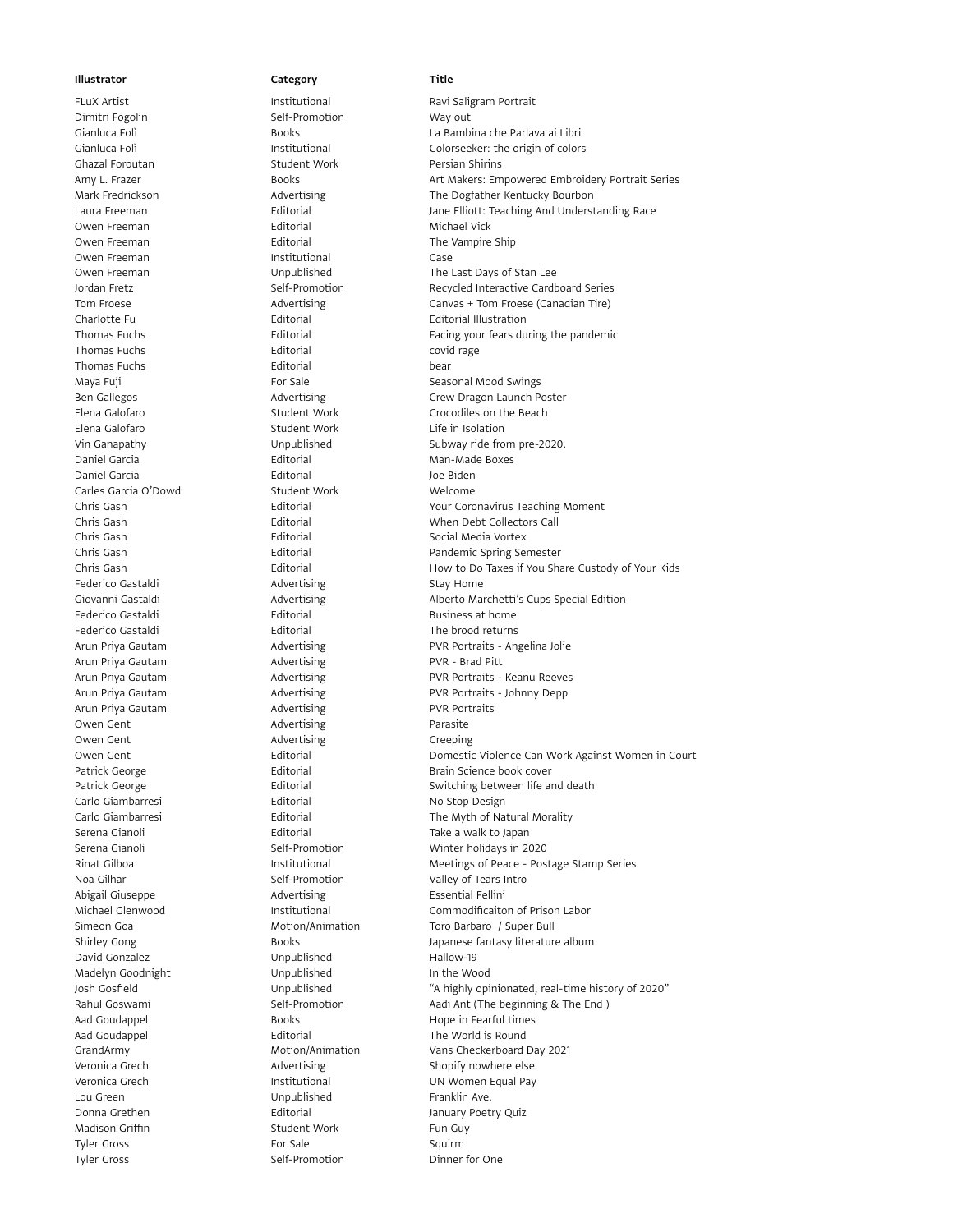| Illustrator | Category | Title |
|---|---|---|
| FLuX Artist | Institutional | Ravi Saligram Portrait |
| Dimitri Fogolin | Self-Promotion | Way out |
| Gianluca Folì | Books | La Bambina che Parlava ai Libri |
| Gianluca Folì | Institutional | Colorseeker: the origin of colors |
| Ghazal Foroutan | Student Work | Persian Shirins |
| Amy L. Frazer | Books | Art Makers: Empowered Embroidery Portrait Series |
| Mark Fredrickson | Advertising | The Dogfather Kentucky Bourbon |
| Laura Freeman | Editorial | Jane Elliott: Teaching And Understanding Race |
| Owen Freeman | Editorial | Michael Vick |
| Owen Freeman | Editorial | The Vampire Ship |
| Owen Freeman | Institutional | Case |
| Owen Freeman | Unpublished | The Last Days of Stan Lee |
| Jordan Fretz | Self-Promotion | Recycled Interactive Cardboard Series |
| Tom Froese | Advertising | Canvas + Tom Froese (Canadian Tire) |
| Charlotte Fu | Editorial | Editorial Illustration |
| Thomas Fuchs | Editorial | Facing your fears during the pandemic |
| Thomas Fuchs | Editorial | covid rage |
| Thomas Fuchs | Editorial | bear |
| Maya Fuji | For Sale | Seasonal Mood Swings |
| Ben Gallegos | Advertising | Crew Dragon Launch Poster |
| Elena Galofaro | Student Work | Crocodiles on the Beach |
| Elena Galofaro | Student Work | Life in Isolation |
| Vin Ganapathy | Unpublished | Subway ride from pre-2020. |
| Daniel Garcia | Editorial | Man-Made Boxes |
| Daniel Garcia | Editorial | Joe Biden |
| Carles Garcia O'Dowd | Student Work | Welcome |
| Chris Gash | Editorial | Your Coronavirus Teaching Moment |
| Chris Gash | Editorial | When Debt Collectors Call |
| Chris Gash | Editorial | Social Media Vortex |
| Chris Gash | Editorial | Pandemic Spring Semester |
| Chris Gash | Editorial | How to Do Taxes if You Share Custody of Your Kids |
| Federico Gastaldi | Advertising | Stay Home |
| Giovanni Gastaldi | Advertising | Alberto Marchetti's Cups Special Edition |
| Federico Gastaldi | Editorial | Business at home |
| Federico Gastaldi | Editorial | The brood returns |
| Arun Priya Gautam | Advertising | PVR Portraits - Angelina Jolie |
| Arun Priya Gautam | Advertising | PVR - Brad Pitt |
| Arun Priya Gautam | Advertising | PVR Portraits - Keanu Reeves |
| Arun Priya Gautam | Advertising | PVR Portraits - Johnny Depp |
| Arun Priya Gautam | Advertising | PVR Portraits |
| Owen Gent | Advertising | Parasite |
| Owen Gent | Advertising | Creeping |
| Owen Gent | Editorial | Domestic Violence Can Work Against Women in Court |
| Patrick George | Editorial | Brain Science book cover |
| Patrick George | Editorial | Switching between life and death |
| Carlo Giambarresi | Editorial | No Stop Design |
| Carlo Giambarresi | Editorial | The Myth of Natural Morality |
| Serena Gianoli | Editorial | Take a walk to Japan |
| Serena Gianoli | Self-Promotion | Winter holidays in 2020 |
| Rinat Gilboa | Institutional | Meetings of Peace - Postage Stamp Series |
| Noa Gilhar | Self-Promotion | Valley of Tears Intro |
| Abigail Giuseppe | Advertising | Essential Fellini |
| Michael Glenwood | Institutional | Commodificaiton of Prison Labor |
| Simeon Goa | Motion/Animation | Toro Barbaro / Super Bull |
| Shirley Gong | Books | Japanese fantasy literature album |
| David Gonzalez | Unpublished | Hallow-19 |
| Madelyn Goodnight | Unpublished | In the Wood |
| Josh Gosfield | Unpublished | "A highly opinionated, real-time history of 2020" |
| Rahul Goswami | Self-Promotion | Aadi Ant (The beginning & The End ) |
| Aad Goudappel | Books | Hope in Fearful times |
| Aad Goudappel | Editorial | The World is Round |
| GrandArmy | Motion/Animation | Vans Checkerboard Day 2021 |
| Veronica Grech | Advertising | Shopify nowhere else |
| Veronica Grech | Institutional | UN Women Equal Pay |
| Lou Green | Unpublished | Franklin Ave. |
| Donna Grethen | Editorial | January Poetry Quiz |
| Madison Griffin | Student Work | Fun Guy |
| Tyler Gross | For Sale | Squirm |
| Tyler Gross | Self-Promotion | Dinner for One |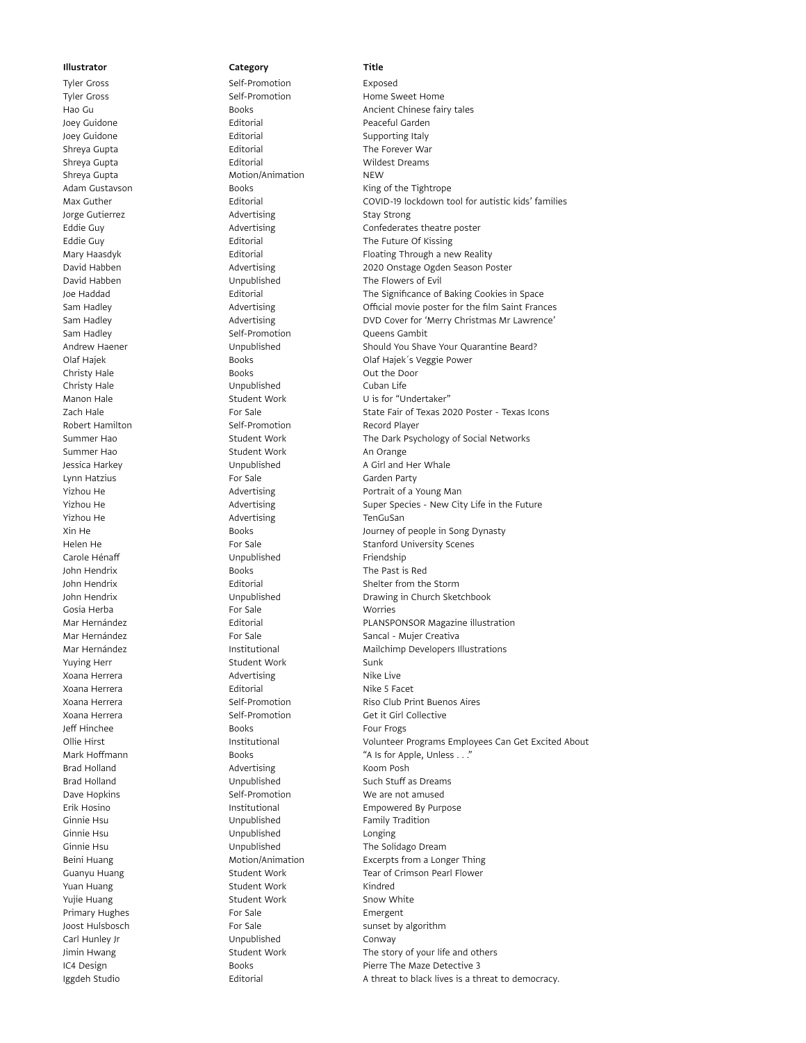| Illustrator | Category | Title |
|---|---|---|
| Tyler Gross | Self-Promotion | Exposed |
| Tyler Gross | Self-Promotion | Home Sweet Home |
| Hao Gu | Books | Ancient Chinese fairy tales |
| Joey Guidone | Editorial | Peaceful Garden |
| Joey Guidone | Editorial | Supporting Italy |
| Shreya Gupta | Editorial | The Forever War |
| Shreya Gupta | Editorial | Wildest Dreams |
| Shreya Gupta | Motion/Animation | NEW |
| Adam Gustavson | Books | King of the Tightrope |
| Max Guther | Editorial | COVID-19 lockdown tool for autistic kids' families |
| Jorge Gutierrez | Advertising | Stay Strong |
| Eddie Guy | Advertising | Confederates theatre poster |
| Eddie Guy | Editorial | The Future Of Kissing |
| Mary Haasdyk | Editorial | Floating Through a new Reality |
| David Habben | Advertising | 2020 Onstage Ogden Season Poster |
| David Habben | Unpublished | The Flowers of Evil |
| Joe Haddad | Editorial | The Significance of Baking Cookies in Space |
| Sam Hadley | Advertising | Official movie poster for the film Saint Frances |
| Sam Hadley | Advertising | DVD Cover for 'Merry Christmas Mr Lawrence' |
| Sam Hadley | Self-Promotion | Queens Gambit |
| Andrew Haener | Unpublished | Should You Shave Your Quarantine Beard? |
| Olaf Hajek | Books | Olaf Hajek´s Veggie Power |
| Christy Hale | Books | Out the Door |
| Christy Hale | Unpublished | Cuban Life |
| Manon Hale | Student Work | U is for "Undertaker" |
| Zach Hale | For Sale | State Fair of Texas 2020 Poster - Texas Icons |
| Robert Hamilton | Self-Promotion | Record Player |
| Summer Hao | Student Work | The Dark Psychology of Social Networks |
| Summer Hao | Student Work | An Orange |
| Jessica Harkey | Unpublished | A Girl and Her Whale |
| Lynn Hatzius | For Sale | Garden Party |
| Yizhou He | Advertising | Portrait of a Young Man |
| Yizhou He | Advertising | Super Species - New City Life in the Future |
| Yizhou He | Advertising | TenGuSan |
| Xin He | Books | Journey of people in Song Dynasty |
| Helen He | For Sale | Stanford University Scenes |
| Carole Hénaff | Unpublished | Friendship |
| John Hendrix | Books | The Past is Red |
| John Hendrix | Editorial | Shelter from the Storm |
| John Hendrix | Unpublished | Drawing in Church Sketchbook |
| Gosia Herba | For Sale | Worries |
| Mar Hernández | Editorial | PLANSPONSOR Magazine illustration |
| Mar Hernández | For Sale | Sancal - Mujer Creativa |
| Mar Hernández | Institutional | Mailchimp Developers Illustrations |
| Yuying Herr | Student Work | Sunk |
| Xoana Herrera | Advertising | Nike Live |
| Xoana Herrera | Editorial | Nike 5 Facet |
| Xoana Herrera | Self-Promotion | Riso Club Print Buenos Aires |
| Xoana Herrera | Self-Promotion | Get it Girl Collective |
| Jeff Hinchee | Books | Four Frogs |
| Ollie Hirst | Institutional | Volunteer Programs Employees Can Get Excited About |
| Mark Hoffmann | Books | "A Is for Apple, Unless . . ." |
| Brad Holland | Advertising | Koom Posh |
| Brad Holland | Unpublished | Such Stuff as Dreams |
| Dave Hopkins | Self-Promotion | We are not amused |
| Erik Hosino | Institutional | Empowered By Purpose |
| Ginnie Hsu | Unpublished | Family Tradition |
| Ginnie Hsu | Unpublished | Longing |
| Ginnie Hsu | Unpublished | The Solidago Dream |
| Beini Huang | Motion/Animation | Excerpts from a Longer Thing |
| Guanyu Huang | Student Work | Tear of Crimson Pearl Flower |
| Yuan Huang | Student Work | Kindred |
| Yujie Huang | Student Work | Snow White |
| Primary Hughes | For Sale | Emergent |
| Joost Hulsbosch | For Sale | sunset by algorithm |
| Carl Hunley Jr | Unpublished | Conway |
| Jimin Hwang | Student Work | The story of your life and others |
| IC4 Design | Books | Pierre The Maze Detective 3 |
| Iggdeh Studio | Editorial | A threat to black lives is a threat to democracy. |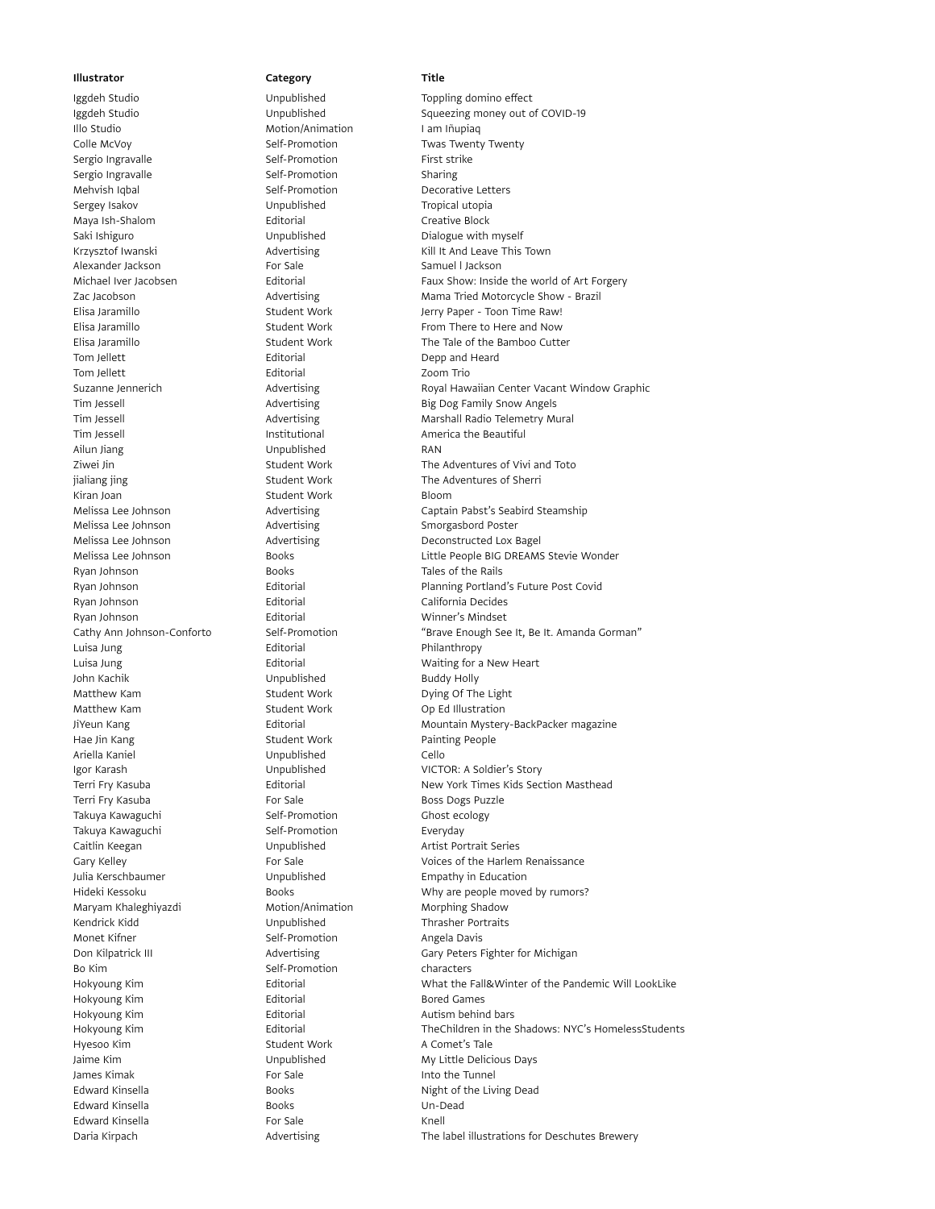| Illustrator | Category | Title |
| --- | --- | --- |
| Iggdeh Studio | Unpublished | Toppling domino effect |
| Iggdeh Studio | Unpublished | Squeezing money out of COVID-19 |
| Illo Studio | Motion/Animation | I am Iñupiaq |
| Colle McVoy | Self-Promotion | Twas Twenty Twenty |
| Sergio Ingravalle | Self-Promotion | First strike |
| Sergio Ingravalle | Self-Promotion | Sharing |
| Mehvish Iqbal | Self-Promotion | Decorative Letters |
| Sergey Isakov | Unpublished | Tropical utopia |
| Maya Ish-Shalom | Editorial | Creative Block |
| Saki Ishiguro | Unpublished | Dialogue with myself |
| Krzysztof Iwanski | Advertising | Kill It And Leave This Town |
| Alexander Jackson | For Sale | Samuel l Jackson |
| Michael Iver Jacobsen | Editorial | Faux Show: Inside the world of Art Forgery |
| Zac Jacobson | Advertising | Mama Tried Motorcycle Show - Brazil |
| Elisa Jaramillo | Student Work | Jerry Paper - Toon Time Raw! |
| Elisa Jaramillo | Student Work | From There to Here and Now |
| Elisa Jaramillo | Student Work | The Tale of the Bamboo Cutter |
| Tom Jellett | Editorial | Depp and Heard |
| Tom Jellett | Editorial | Zoom Trio |
| Suzanne Jennerich | Advertising | Royal Hawaiian Center Vacant Window Graphic |
| Tim Jessell | Advertising | Big Dog Family Snow Angels |
| Tim Jessell | Advertising | Marshall Radio Telemetry Mural |
| Tim Jessell | Institutional | America the Beautiful |
| Ailun Jiang | Unpublished | RAN |
| Ziwei Jin | Student Work | The Adventures of Vivi and Toto |
| jialiang jing | Student Work | The Adventures of Sherri |
| Kiran Joan | Student Work | Bloom |
| Melissa Lee Johnson | Advertising | Captain Pabst's Seabird Steamship |
| Melissa Lee Johnson | Advertising | Smorgasbord Poster |
| Melissa Lee Johnson | Advertising | Deconstructed Lox Bagel |
| Melissa Lee Johnson | Books | Little People BIG DREAMS Stevie Wonder |
| Ryan Johnson | Books | Tales of the Rails |
| Ryan Johnson | Editorial | Planning Portland's Future Post Covid |
| Ryan Johnson | Editorial | California Decides |
| Ryan Johnson | Editorial | Winner's Mindset |
| Cathy Ann Johnson-Conforto | Self-Promotion | "Brave Enough See It, Be It. Amanda Gorman" |
| Luisa Jung | Editorial | Philanthropy |
| Luisa Jung | Editorial | Waiting for a New Heart |
| John Kachik | Unpublished | Buddy Holly |
| Matthew Kam | Student Work | Dying Of The Light |
| Matthew Kam | Student Work | Op Ed Illustration |
| JiYeun Kang | Editorial | Mountain Mystery-BackPacker magazine |
| Hae Jin Kang | Student Work | Painting People |
| Ariella Kaniel | Unpublished | Cello |
| Igor Karash | Unpublished | VICTOR: A Soldier's Story |
| Terri Fry Kasuba | Editorial | New York Times Kids Section Masthead |
| Terri Fry Kasuba | For Sale | Boss Dogs Puzzle |
| Takuya Kawaguchi | Self-Promotion | Ghost ecology |
| Takuya Kawaguchi | Self-Promotion | Everyday |
| Caitlin Keegan | Unpublished | Artist Portrait Series |
| Gary Kelley | For Sale | Voices of the Harlem Renaissance |
| Julia Kerschbaumer | Unpublished | Empathy in Education |
| Hideki Kessoku | Books | Why are people moved by rumors? |
| Maryam Khaleghiyazdi | Motion/Animation | Morphing Shadow |
| Kendrick Kidd | Unpublished | Thrasher Portraits |
| Monet Kifner | Self-Promotion | Angela Davis |
| Don Kilpatrick III | Advertising | Gary Peters Fighter for Michigan |
| Bo Kim | Self-Promotion | characters |
| Hokyoung Kim | Editorial | What the Fall&Winter of the Pandemic Will LookLike |
| Hokyoung Kim | Editorial | Bored Games |
| Hokyoung Kim | Editorial | Autism behind bars |
| Hokyoung Kim | Editorial | TheChildren in the Shadows: NYC's HomelessStudents |
| Hyesoo Kim | Student Work | A Comet's Tale |
| Jaime Kim | Unpublished | My Little Delicious Days |
| James Kimak | For Sale | Into the Tunnel |
| Edward Kinsella | Books | Night of the Living Dead |
| Edward Kinsella | Books | Un-Dead |
| Edward Kinsella | For Sale | Knell |
| Daria Kirpach | Advertising | The label illustrations for Deschutes Brewery |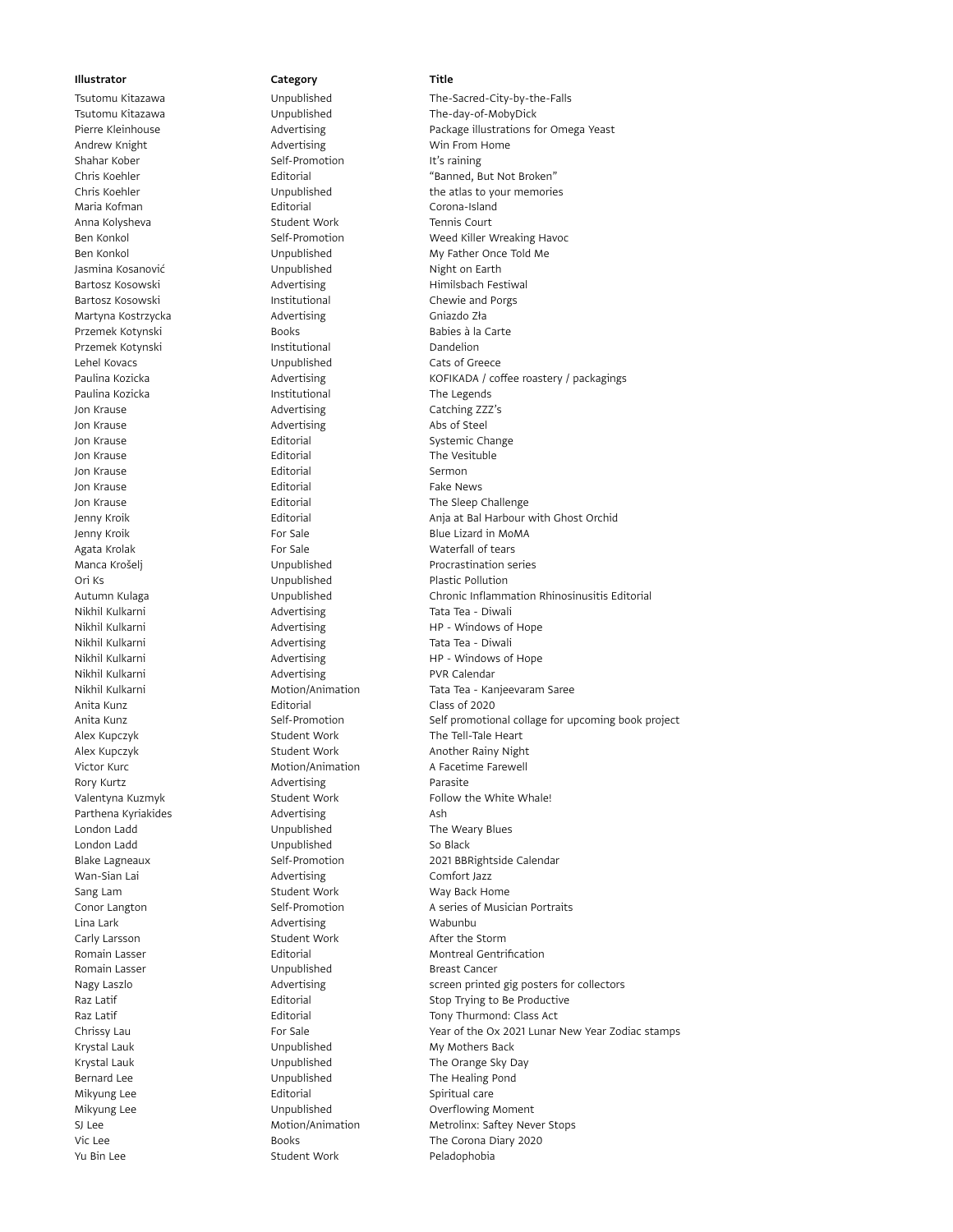| Illustrator | Category | Title |
| --- | --- | --- |
| Tsutomu Kitazawa | Unpublished | The-Sacred-City-by-the-Falls |
| Tsutomu Kitazawa | Unpublished | The-day-of-MobyDick |
| Pierre Kleinhouse | Advertising | Package illustrations for Omega Yeast |
| Andrew Knight | Advertising | Win From Home |
| Shahar Kober | Self-Promotion | It’s raining |
| Chris Koehler | Editorial | “Banned, But Not Broken” |
| Chris Koehler | Unpublished | the atlas to your memories |
| Maria Kofman | Editorial | Corona-Island |
| Anna Kolysheva | Student Work | Tennis Court |
| Ben Konkol | Self-Promotion | Weed Killer Wreaking Havoc |
| Ben Konkol | Unpublished | My Father Once Told Me |
| Jasmina Kosanović | Unpublished | Night on Earth |
| Bartosz Kosowski | Advertising | Himilsbach Festiwal |
| Bartosz Kosowski | Institutional | Chewie and Porgs |
| Martyna Kostrzycka | Advertising | Gniazdo Zła |
| Przemek Kotynski | Books | Babies à la Carte |
| Przemek Kotynski | Institutional | Dandelion |
| Lehel Kovacs | Unpublished | Cats of Greece |
| Paulina Kozicka | Advertising | KOFIKADA / coffee roastery / packagings |
| Paulina Kozicka | Institutional | The Legends |
| Jon Krause | Advertising | Catching ZZZ’s |
| Jon Krause | Advertising | Abs of Steel |
| Jon Krause | Editorial | Systemic Change |
| Jon Krause | Editorial | The Vesituble |
| Jon Krause | Editorial | Sermon |
| Jon Krause | Editorial | Fake News |
| Jon Krause | Editorial | The Sleep Challenge |
| Jenny Kroik | Editorial | Anja at Bal Harbour with Ghost Orchid |
| Jenny Kroik | For Sale | Blue Lizard in MoMA |
| Agata Krolak | For Sale | Waterfall of tears |
| Manca Krošelj | Unpublished | Procrastination series |
| Ori Ks | Unpublished | Plastic Pollution |
| Autumn Kulaga | Unpublished | Chronic Inflammation Rhinosinusitis Editorial |
| Nikhil Kulkarni | Advertising | Tata Tea - Diwali |
| Nikhil Kulkarni | Advertising | HP - Windows of Hope |
| Nikhil Kulkarni | Advertising | Tata Tea - Diwali |
| Nikhil Kulkarni | Advertising | HP - Windows of Hope |
| Nikhil Kulkarni | Advertising | PVR Calendar |
| Nikhil Kulkarni | Motion/Animation | Tata Tea - Kanjeevaram Saree |
| Anita Kunz | Editorial | Class of 2020 |
| Anita Kunz | Self-Promotion | Self promotional collage for upcoming book project |
| Alex Kupczyk | Student Work | The Tell-Tale Heart |
| Alex Kupczyk | Student Work | Another Rainy Night |
| Victor Kurc | Motion/Animation | A Facetime Farewell |
| Rory Kurtz | Advertising | Parasite |
| Valentyna Kuzmyk | Student Work | Follow the White Whale! |
| Parthena Kyriakides | Advertising | Ash |
| London Ladd | Unpublished | The Weary Blues |
| London Ladd | Unpublished | So Black |
| Blake Lagneaux | Self-Promotion | 2021 BBRightside Calendar |
| Wan-Sian Lai | Advertising | Comfort Jazz |
| Sang Lam | Student Work | Way Back Home |
| Conor Langton | Self-Promotion | A series of Musician Portraits |
| Lina Lark | Advertising | Wabunbu |
| Carly Larsson | Student Work | After the Storm |
| Romain Lasser | Editorial | Montreal Gentrification |
| Romain Lasser | Unpublished | Breast Cancer |
| Nagy Laszlo | Advertising | screen printed gig posters for collectors |
| Raz Latif | Editorial | Stop Trying to Be Productive |
| Raz Latif | Editorial | Tony Thurmond: Class Act |
| Chrissy Lau | For Sale | Year of the Ox 2021 Lunar New Year Zodiac stamps |
| Krystal Lauk | Unpublished | My Mothers Back |
| Krystal Lauk | Unpublished | The Orange Sky Day |
| Bernard Lee | Unpublished | The Healing Pond |
| Mikyung Lee | Editorial | Spiritual care |
| Mikyung Lee | Unpublished | Overflowing Moment |
| SJ Lee | Motion/Animation | Metrolinx: Saftey Never Stops |
| Vic Lee | Books | The Corona Diary 2020 |
| Yu Bin Lee | Student Work | Peladophobia |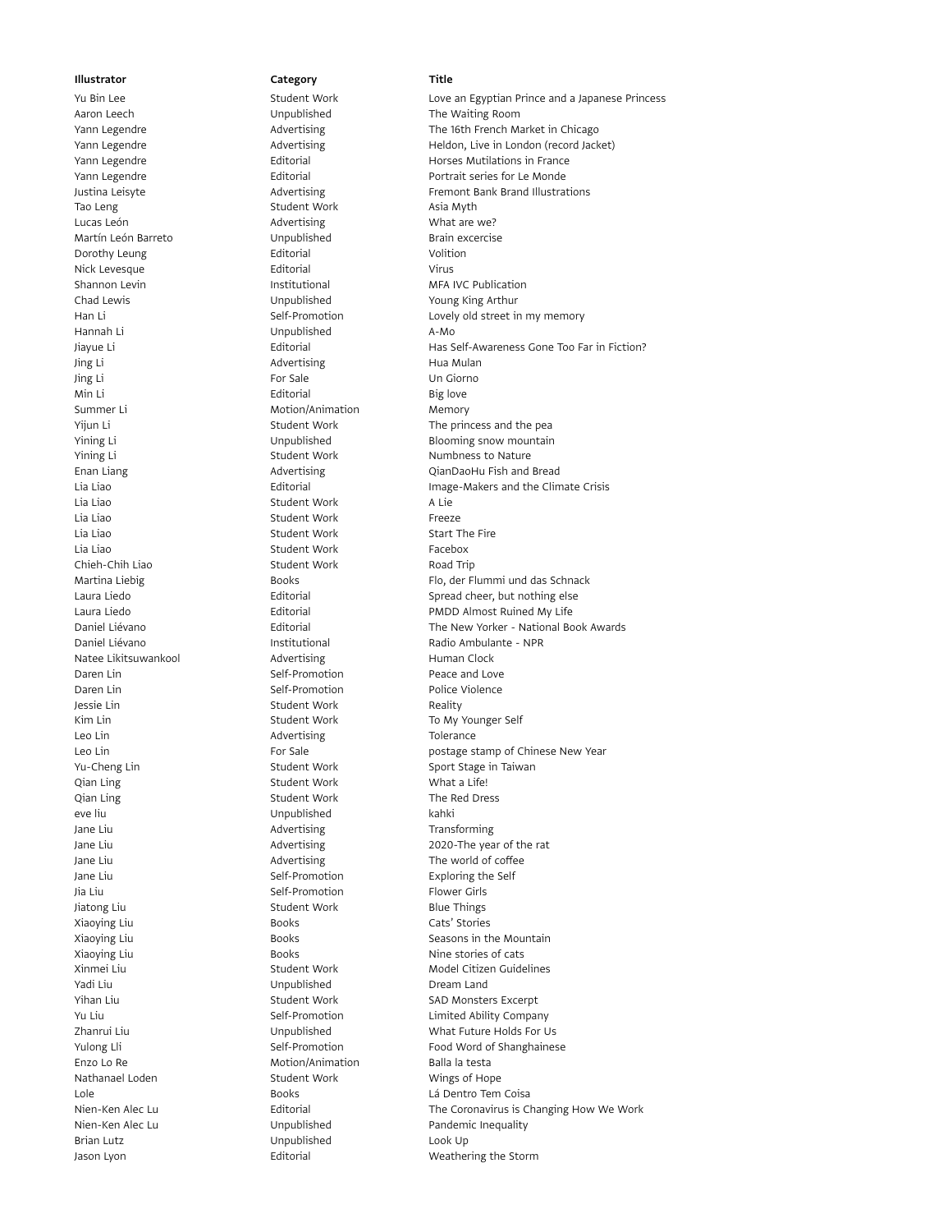| Illustrator | Category | Title |
| --- | --- | --- |
| Yu Bin Lee | Student Work | Love an Egyptian Prince and a Japanese Princess |
| Aaron Leech | Unpublished | The Waiting Room |
| Yann Legendre | Advertising | The 16th French Market in Chicago |
| Yann Legendre | Advertising | Heldon, Live in London (record Jacket) |
| Yann Legendre | Editorial | Horses Mutilations in France |
| Yann Legendre | Editorial | Portrait series for Le Monde |
| Justina Leisyte | Advertising | Fremont Bank Brand Illustrations |
| Tao Leng | Student Work | Asia Myth |
| Lucas León | Advertising | What are we? |
| Martín León Barreto | Unpublished | Brain excercise |
| Dorothy Leung | Editorial | Volition |
| Nick Levesque | Editorial | Virus |
| Shannon Levin | Institutional | MFA IVC Publication |
| Chad Lewis | Unpublished | Young King Arthur |
| Han Li | Self-Promotion | Lovely old street in my memory |
| Hannah Li | Unpublished | A-Mo |
| Jiayue Li | Editorial | Has Self-Awareness Gone Too Far in Fiction? |
| Jing Li | Advertising | Hua Mulan |
| Jing Li | For Sale | Un Giorno |
| Min Li | Editorial | Big love |
| Summer Li | Motion/Animation | Memory |
| Yijun Li | Student Work | The princess and the pea |
| Yining Li | Unpublished | Blooming snow mountain |
| Yining Li | Student Work | Numbness to Nature |
| Enan Liang | Advertising | QianDaoHu Fish and Bread |
| Lia Liao | Editorial | Image-Makers and the Climate Crisis |
| Lia Liao | Student Work | A Lie |
| Lia Liao | Student Work | Freeze |
| Lia Liao | Student Work | Start The Fire |
| Lia Liao | Student Work | Facebox |
| Chieh-Chih Liao | Student Work | Road Trip |
| Martina Liebig | Books | Flo, der Flummi und das Schnack |
| Laura Liedo | Editorial | Spread cheer, but nothing else |
| Laura Liedo | Editorial | PMDD Almost Ruined My Life |
| Daniel Liévano | Editorial | The New Yorker - National Book Awards |
| Daniel Liévano | Institutional | Radio Ambulante - NPR |
| Natee Likitsuwankool | Advertising | Human Clock |
| Daren Lin | Self-Promotion | Peace and Love |
| Daren Lin | Self-Promotion | Police Violence |
| Jessie Lin | Student Work | Reality |
| Kim Lin | Student Work | To My Younger Self |
| Leo Lin | Advertising | Tolerance |
| Leo Lin | For Sale | postage stamp of Chinese New Year |
| Yu-Cheng Lin | Student Work | Sport Stage in Taiwan |
| Qian Ling | Student Work | What a Life! |
| Qian Ling | Student Work | The Red Dress |
| eve liu | Unpublished | kahki |
| Jane Liu | Advertising | Transforming |
| Jane Liu | Advertising | 2020-The year of the rat |
| Jane Liu | Advertising | The world of coffee |
| Jane Liu | Self-Promotion | Exploring the Self |
| Jia Liu | Self-Promotion | Flower Girls |
| Jiatong Liu | Student Work | Blue Things |
| Xiaoying Liu | Books | Cats' Stories |
| Xiaoying Liu | Books | Seasons in the Mountain |
| Xiaoying Liu | Books | Nine stories of cats |
| Xinmei Liu | Student Work | Model Citizen Guidelines |
| Yadi Liu | Unpublished | Dream Land |
| Yihan Liu | Student Work | SAD Monsters Excerpt |
| Yu Liu | Self-Promotion | Limited Ability Company |
| Zhanrui Liu | Unpublished | What Future Holds For Us |
| Yulong Lli | Self-Promotion | Food Word of Shanghainese |
| Enzo Lo Re | Motion/Animation | Balla la testa |
| Nathanael Loden | Student Work | Wings of Hope |
| Lole | Books | Lá Dentro Tem Coisa |
| Nien-Ken Alec Lu | Editorial | The Coronavirus is Changing How We Work |
| Nien-Ken Alec Lu | Unpublished | Pandemic Inequality |
| Brian Lutz | Unpublished | Look Up |
| Jason Lyon | Editorial | Weathering the Storm |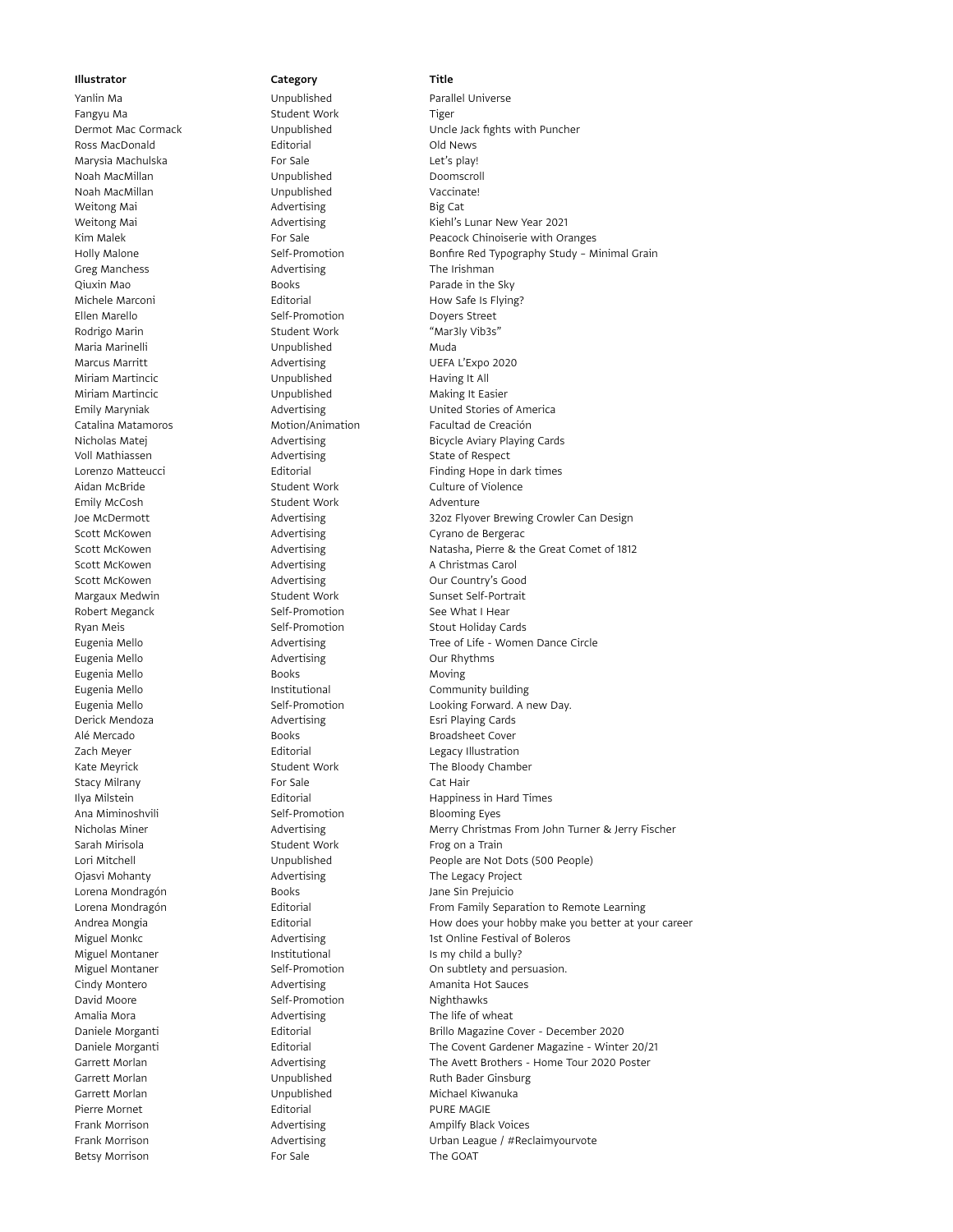| Illustrator | Category | Title |
|---|---|---|
| Yanlin Ma | Unpublished | Parallel Universe |
| Fangyu Ma | Student Work | Tiger |
| Dermot Mac Cormack | Unpublished | Uncle Jack fights with Puncher |
| Ross MacDonald | Editorial | Old News |
| Marysia Machulska | For Sale | Let’s play! |
| Noah MacMillan | Unpublished | Doomscroll |
| Noah MacMillan | Unpublished | Vaccinate! |
| Weitong Mai | Advertising | Big Cat |
| Weitong Mai | Advertising | Kiehl’s Lunar New Year 2021 |
| Kim Malek | For Sale | Peacock Chinoiserie with Oranges |
| Holly Malone | Self-Promotion | Bonfire Red Typography Study – Minimal Grain |
| Greg Manchess | Advertising | The Irishman |
| Qiuxin Mao | Books | Parade in the Sky |
| Michele Marconi | Editorial | How Safe Is Flying? |
| Ellen Marello | Self-Promotion | Doyers Street |
| Rodrigo Marin | Student Work | “Mar3ly Vib3s” |
| Maria Marinelli | Unpublished | Muda |
| Marcus Marritt | Advertising | UEFA L’Expo 2020 |
| Miriam Martincic | Unpublished | Having It All |
| Miriam Martincic | Unpublished | Making It Easier |
| Emily Maryniak | Advertising | United Stories of America |
| Catalina Matamoros | Motion/Animation | Facultad de Creación |
| Nicholas Matej | Advertising | Bicycle Aviary Playing Cards |
| Voll Mathiassen | Advertising | State of Respect |
| Lorenzo Matteucci | Editorial | Finding Hope in dark times |
| Aidan McBride | Student Work | Culture of Violence |
| Emily McCosh | Student Work | Adventure |
| Joe McDermott | Advertising | 32oz Flyover Brewing Crowler Can Design |
| Scott McKowen | Advertising | Cyrano de Bergerac |
| Scott McKowen | Advertising | Natasha, Pierre & the Great Comet of 1812 |
| Scott McKowen | Advertising | A Christmas Carol |
| Scott McKowen | Advertising | Our Country’s Good |
| Margaux Medwin | Student Work | Sunset Self-Portrait |
| Robert Meganck | Self-Promotion | See What I Hear |
| Ryan Meis | Self-Promotion | Stout Holiday Cards |
| Eugenia Mello | Advertising | Tree of Life - Women Dance Circle |
| Eugenia Mello | Advertising | Our Rhythms |
| Eugenia Mello | Books | Moving |
| Eugenia Mello | Institutional | Community building |
| Eugenia Mello | Self-Promotion | Looking Forward. A new Day. |
| Derick Mendoza | Advertising | Esri Playing Cards |
| Alé Mercado | Books | Broadsheet Cover |
| Zach Meyer | Editorial | Legacy Illustration |
| Kate Meyrick | Student Work | The Bloody Chamber |
| Stacy Milrany | For Sale | Cat Hair |
| Ilya Milstein | Editorial | Happiness in Hard Times |
| Ana Miminoshvili | Self-Promotion | Blooming Eyes |
| Nicholas Miner | Advertising | Merry Christmas From John Turner & Jerry Fischer |
| Sarah Mirisola | Student Work | Frog on a Train |
| Lori Mitchell | Unpublished | People are Not Dots (500 People) |
| Ojasvi Mohanty | Advertising | The Legacy Project |
| Lorena Mondragón | Books | Jane Sin Prejuicio |
| Lorena Mondragón | Editorial | From Family Separation to Remote Learning |
| Andrea Mongia | Editorial | How does your hobby make you better at your career |
| Miguel Monkc | Advertising | 1st Online Festival of Boleros |
| Miguel Montaner | Institutional | Is my child a bully? |
| Miguel Montaner | Self-Promotion | On subtlety and persuasion. |
| Cindy Montero | Advertising | Amanita Hot Sauces |
| David Moore | Self-Promotion | Nighthawks |
| Amalia Mora | Advertising | The life of wheat |
| Daniele Morganti | Editorial | Brillo Magazine Cover - December 2020 |
| Daniele Morganti | Editorial | The Covent Gardener Magazine - Winter 20/21 |
| Garrett Morlan | Advertising | The Avett Brothers - Home Tour 2020 Poster |
| Garrett Morlan | Unpublished | Ruth Bader Ginsburg |
| Garrett Morlan | Unpublished | Michael Kiwanuka |
| Pierre Mornet | Editorial | PURE MAGIE |
| Frank Morrison | Advertising | Ampilfy Black Voices |
| Frank Morrison | Advertising | Urban League / #Reclaimyourvote |
| Betsy Morrison | For Sale | The GOAT |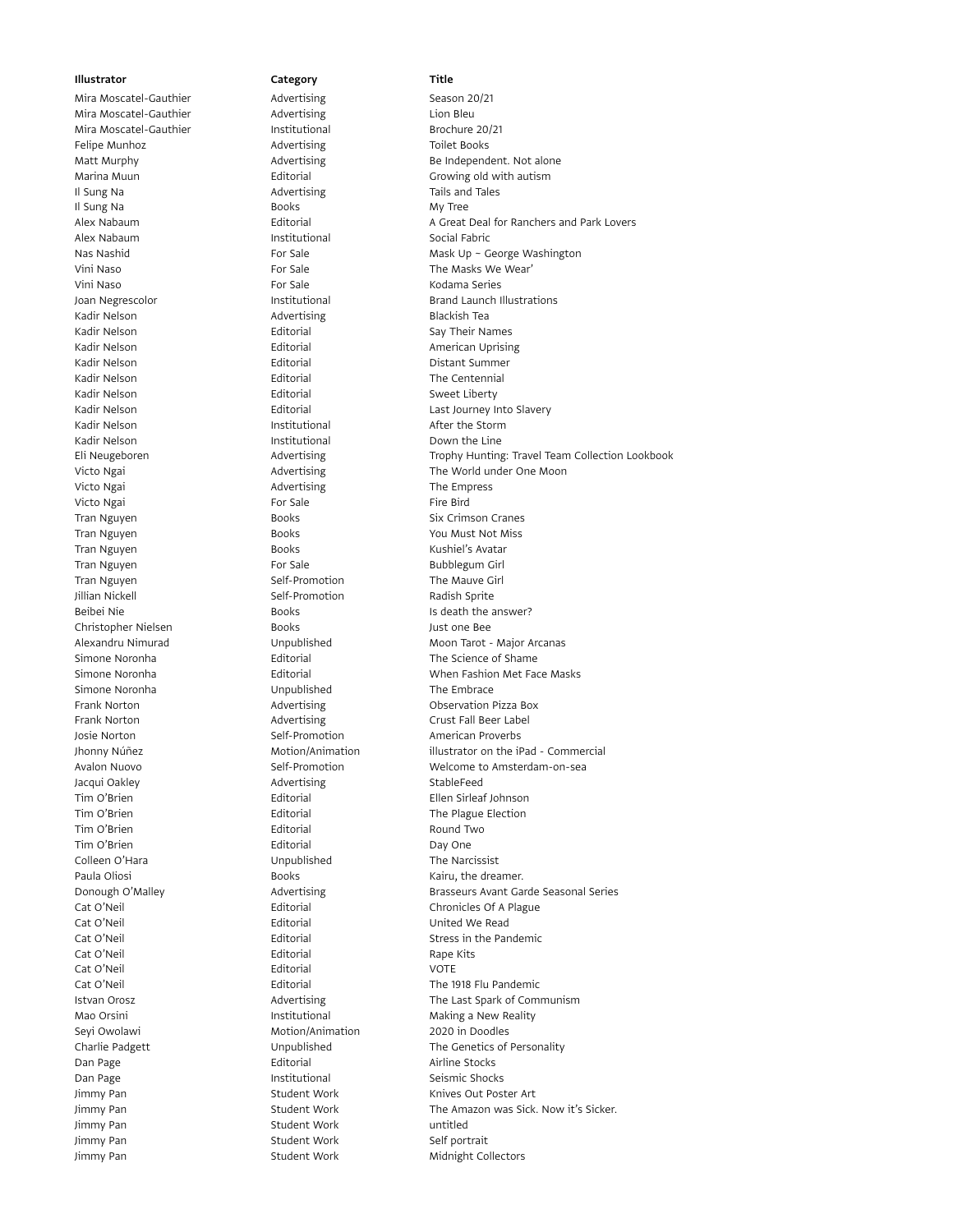| Illustrator | Category | Title |
| --- | --- | --- |
| Mira Moscatel-Gauthier | Advertising | Season 20/21 |
| Mira Moscatel-Gauthier | Advertising | Lion Bleu |
| Mira Moscatel-Gauthier | Institutional | Brochure 20/21 |
| Felipe Munhoz | Advertising | Toilet Books |
| Matt Murphy | Advertising | Be Independent. Not alone |
| Marina Muun | Editorial | Growing old with autism |
| Il Sung Na | Advertising | Tails and Tales |
| Il Sung Na | Books | My Tree |
| Alex Nabaum | Editorial | A Great Deal for Ranchers and Park Lovers |
| Alex Nabaum | Institutional | Social Fabric |
| Nas Nashid | For Sale | Mask Up ~ George Washington |
| Vini Naso | For Sale | The Masks We Wear' |
| Vini Naso | For Sale | Kodama Series |
| Joan Negrescolor | Institutional | Brand Launch Illustrations |
| Kadir Nelson | Advertising | Blackish Tea |
| Kadir Nelson | Editorial | Say Their Names |
| Kadir Nelson | Editorial | American Uprising |
| Kadir Nelson | Editorial | Distant Summer |
| Kadir Nelson | Editorial | The Centennial |
| Kadir Nelson | Editorial | Sweet Liberty |
| Kadir Nelson | Editorial | Last Journey Into Slavery |
| Kadir Nelson | Institutional | After the Storm |
| Kadir Nelson | Institutional | Down the Line |
| Eli Neugeboren | Advertising | Trophy Hunting: Travel Team Collection Lookbook |
| Victo Ngai | Advertising | The World under One Moon |
| Victo Ngai | Advertising | The Empress |
| Victo Ngai | For Sale | Fire Bird |
| Tran Nguyen | Books | Six Crimson Cranes |
| Tran Nguyen | Books | You Must Not Miss |
| Tran Nguyen | Books | Kushiel's Avatar |
| Tran Nguyen | For Sale | Bubblegum Girl |
| Tran Nguyen | Self-Promotion | The Mauve Girl |
| Jillian Nickell | Self-Promotion | Radish Sprite |
| Beibei Nie | Books | Is death the answer? |
| Christopher Nielsen | Books | Just one Bee |
| Alexandru Nimurad | Unpublished | Moon Tarot - Major Arcanas |
| Simone Noronha | Editorial | The Science of Shame |
| Simone Noronha | Editorial | When Fashion Met Face Masks |
| Simone Noronha | Unpublished | The Embrace |
| Frank Norton | Advertising | Observation Pizza Box |
| Frank Norton | Advertising | Crust Fall Beer Label |
| Josie Norton | Self-Promotion | American Proverbs |
| Jhonny Núñez | Motion/Animation | illustrator on the iPad - Commercial |
| Avalon Nuovo | Self-Promotion | Welcome to Amsterdam-on-sea |
| Jacqui Oakley | Advertising | StableFeed |
| Tim O'Brien | Editorial | Ellen Sirleaf Johnson |
| Tim O'Brien | Editorial | The Plague Election |
| Tim O'Brien | Editorial | Round Two |
| Tim O'Brien | Editorial | Day One |
| Colleen O'Hara | Unpublished | The Narcissist |
| Paula Oliosi | Books | Kairu, the dreamer. |
| Donough O'Malley | Advertising | Brasseurs Avant Garde Seasonal Series |
| Cat O'Neil | Editorial | Chronicles Of A Plague |
| Cat O'Neil | Editorial | United We Read |
| Cat O'Neil | Editorial | Stress in the Pandemic |
| Cat O'Neil | Editorial | Rape Kits |
| Cat O'Neil | Editorial | VOTE |
| Cat O'Neil | Editorial | The 1918 Flu Pandemic |
| Istvan Orosz | Advertising | The Last Spark of Communism |
| Mao Orsini | Institutional | Making a New Reality |
| Seyi Owolawi | Motion/Animation | 2020 in Doodles |
| Charlie Padgett | Unpublished | The Genetics of Personality |
| Dan Page | Editorial | Airline Stocks |
| Dan Page | Institutional | Seismic Shocks |
| Jimmy Pan | Student Work | Knives Out Poster Art |
| Jimmy Pan | Student Work | The Amazon was Sick. Now it's Sicker. |
| Jimmy Pan | Student Work | untitled |
| Jimmy Pan | Student Work | Self portrait |
| Jimmy Pan | Student Work | Midnight Collectors |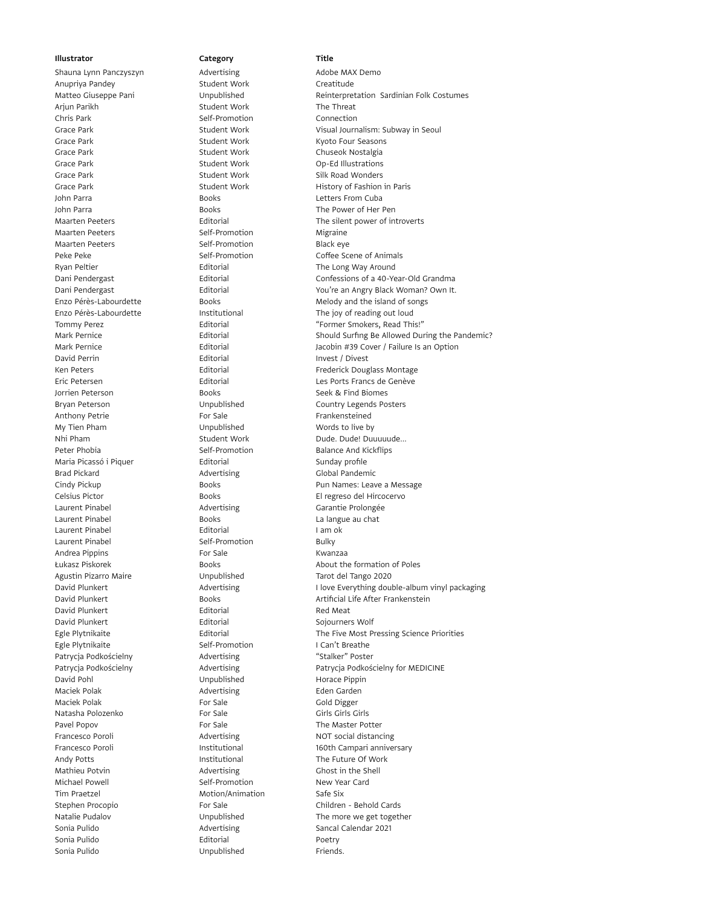| Illustrator | Category | Title |
| --- | --- | --- |
| Shauna Lynn Panczyszyn | Advertising | Adobe MAX Demo |
| Anupriya Pandey | Student Work | Creatitude |
| Matteo Giuseppe Pani | Unpublished | Reinterpretation Sardinian Folk Costumes |
| Arjun Parikh | Student Work | The Threat |
| Chris Park | Self-Promotion | Connection |
| Grace Park | Student Work | Visual Journalism: Subway in Seoul |
| Grace Park | Student Work | Kyoto Four Seasons |
| Grace Park | Student Work | Chuseok Nostalgia |
| Grace Park | Student Work | Op-Ed Illustrations |
| Grace Park | Student Work | Silk Road Wonders |
| Grace Park | Student Work | History of Fashion in Paris |
| John Parra | Books | Letters From Cuba |
| John Parra | Books | The Power of Her Pen |
| Maarten Peeters | Editorial | The silent power of introverts |
| Maarten Peeters | Self-Promotion | Migraine |
| Maarten Peeters | Self-Promotion | Black eye |
| Peke Peke | Self-Promotion | Coffee Scene of Animals |
| Ryan Peltier | Editorial | The Long Way Around |
| Dani Pendergast | Editorial | Confessions of a 40-Year-Old Grandma |
| Dani Pendergast | Editorial | You're an Angry Black Woman? Own It. |
| Enzo Pérès-Labourdette | Books | Melody and the island of songs |
| Enzo Pérès-Labourdette | Institutional | The joy of reading out loud |
| Tommy Perez | Editorial | "Former Smokers, Read This!" |
| Mark Pernice | Editorial | Should Surfing Be Allowed During the Pandemic? |
| Mark Pernice | Editorial | Jacobin #39 Cover / Failure Is an Option |
| David Perrin | Editorial | Invest / Divest |
| Ken Peters | Editorial | Frederick Douglass Montage |
| Eric Petersen | Editorial | Les Ports Francs de Genève |
| Jorrien Peterson | Books | Seek & Find Biomes |
| Bryan Peterson | Unpublished | Country Legends Posters |
| Anthony Petrie | For Sale | Frankensteined |
| My Tien Pham | Unpublished | Words to live by |
| Nhi Pham | Student Work | Dude. Dude! Duuuuude... |
| Peter Phobia | Self-Promotion | Balance And Kickflips |
| Maria Picassó i Piquer | Editorial | Sunday profile |
| Brad Pickard | Advertising | Global Pandemic |
| Cindy Pickup | Books | Pun Names: Leave a Message |
| Celsius Pictor | Books | El regreso del Hircocervo |
| Laurent Pinabel | Advertising | Garantie Prolongée |
| Laurent Pinabel | Books | La langue au chat |
| Laurent Pinabel | Editorial | I am ok |
| Laurent Pinabel | Self-Promotion | Bulky |
| Andrea Pippins | For Sale | Kwanzaa |
| Łukasz Piskorek | Books | About the formation of Poles |
| Agustin Pizarro Maire | Unpublished | Tarot del Tango 2020 |
| David Plunkert | Advertising | I love Everything double-album vinyl packaging |
| David Plunkert | Books | Artificial Life After Frankenstein |
| David Plunkert | Editorial | Red Meat |
| David Plunkert | Editorial | Sojourners Wolf |
| Egle Plytnikaite | Editorial | The Five Most Pressing Science Priorities |
| Egle Plytnikaite | Self-Promotion | I Can't Breathe |
| Patrycja Podkościelny | Advertising | "Stalker" Poster |
| Patrycja Podkościelny | Advertising | Patrycja Podkościelny for MEDICINE |
| David Pohl | Unpublished | Horace Pippin |
| Maciek Polak | Advertising | Eden Garden |
| Maciek Polak | For Sale | Gold Digger |
| Natasha Polozenko | For Sale | Girls Girls Girls |
| Pavel Popov | For Sale | The Master Potter |
| Francesco Poroli | Advertising | NOT social distancing |
| Francesco Poroli | Institutional | 160th Campari anniversary |
| Andy Potts | Institutional | The Future Of Work |
| Mathieu Potvin | Advertising | Ghost in the Shell |
| Michael Powell | Self-Promotion | New Year Card |
| Tim Praetzel | Motion/Animation | Safe Six |
| Stephen Procopio | For Sale | Children - Behold Cards |
| Natalie Pudalov | Unpublished | The more we get together |
| Sonia Pulido | Advertising | Sancal Calendar 2021 |
| Sonia Pulido | Editorial | Poetry |
| Sonia Pulido | Unpublished | Friends. |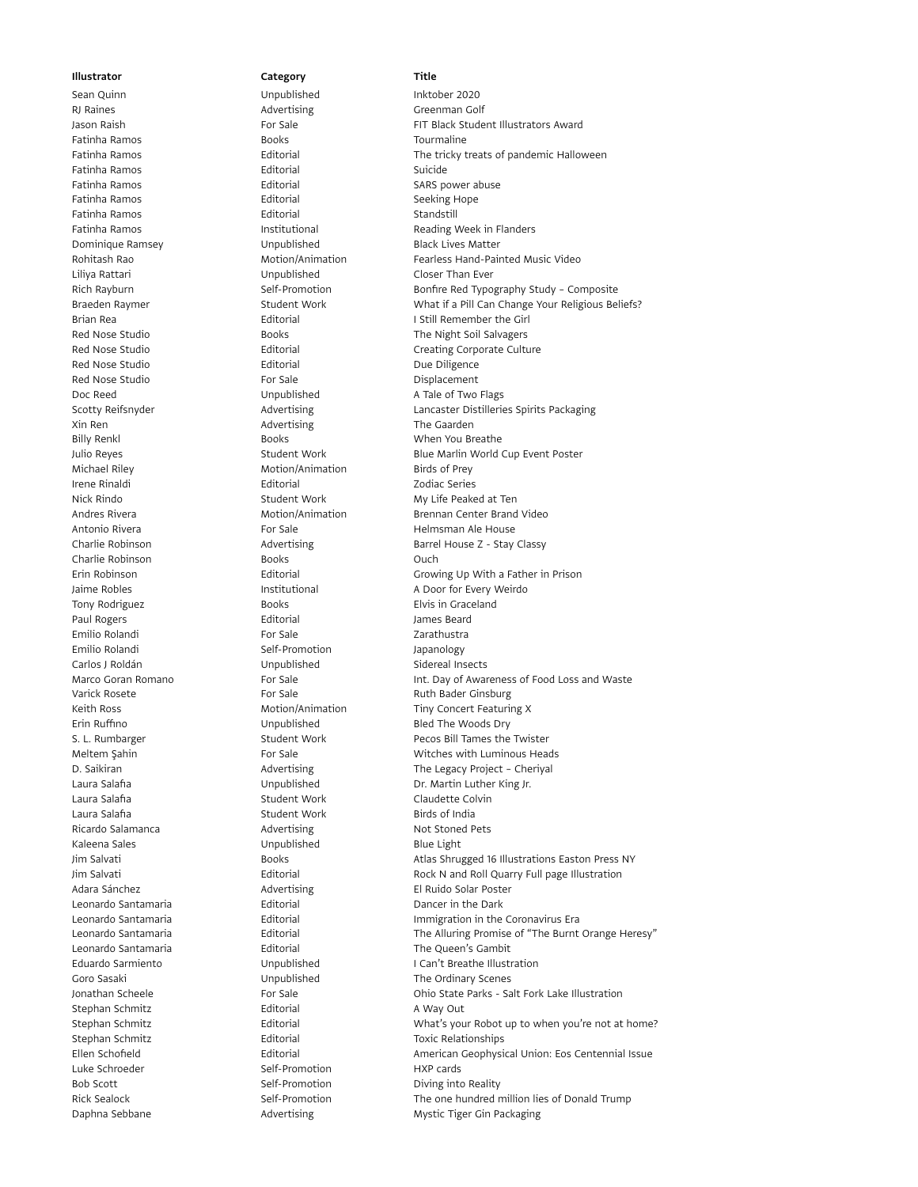| Illustrator | Category | Title |
| --- | --- | --- |
| Sean Quinn | Unpublished | Inktober 2020 |
| RJ Raines | Advertising | Greenman Golf |
| Jason Raish | For Sale | FIT Black Student Illustrators Award |
| Fatinha Ramos | Books | Tourmaline |
| Fatinha Ramos | Editorial | The tricky treats of pandemic Halloween |
| Fatinha Ramos | Editorial | Suicide |
| Fatinha Ramos | Editorial | SARS power abuse |
| Fatinha Ramos | Editorial | Seeking Hope |
| Fatinha Ramos | Editorial | Standstill |
| Fatinha Ramos | Institutional | Reading Week in Flanders |
| Dominique Ramsey | Unpublished | Black Lives Matter |
| Rohitash Rao | Motion/Animation | Fearless Hand-Painted Music Video |
| Liliya Rattari | Unpublished | Closer Than Ever |
| Rich Rayburn | Self-Promotion | Bonfire Red Typography Study – Composite |
| Braeden Raymer | Student Work | What if a Pill Can Change Your Religious Beliefs? |
| Brian Rea | Editorial | I Still Remember the Girl |
| Red Nose Studio | Books | The Night Soil Salvagers |
| Red Nose Studio | Editorial | Creating Corporate Culture |
| Red Nose Studio | Editorial | Due Diligence |
| Red Nose Studio | For Sale | Displacement |
| Doc Reed | Unpublished | A Tale of Two Flags |
| Scotty Reifsnyder | Advertising | Lancaster Distilleries Spirits Packaging |
| Xin Ren | Advertising | The Gaarden |
| Billy Renkl | Books | When You Breathe |
| Julio Reyes | Student Work | Blue Marlin World Cup Event Poster |
| Michael Riley | Motion/Animation | Birds of Prey |
| Irene Rinaldi | Editorial | Zodiac Series |
| Nick Rindo | Student Work | My Life Peaked at Ten |
| Andres Rivera | Motion/Animation | Brennan Center Brand Video |
| Antonio Rivera | For Sale | Helmsman Ale House |
| Charlie Robinson | Advertising | Barrel House Z - Stay Classy |
| Charlie Robinson | Books | Ouch |
| Erin Robinson | Editorial | Growing Up With a Father in Prison |
| Jaime Robles | Institutional | A Door for Every Weirdo |
| Tony Rodriguez | Books | Elvis in Graceland |
| Paul Rogers | Editorial | James Beard |
| Emilio Rolandi | For Sale | Zarathustra |
| Emilio Rolandi | Self-Promotion | Japanology |
| Carlos J Roldán | Unpublished | Sidereal Insects |
| Marco Goran Romano | For Sale | Int. Day of Awareness of Food Loss and Waste |
| Varick Rosete | For Sale | Ruth Bader Ginsburg |
| Keith Ross | Motion/Animation | Tiny Concert Featuring X |
| Erin Ruffino | Unpublished | Bled The Woods Dry |
| S. L. Rumbarger | Student Work | Pecos Bill Tames the Twister |
| Meltem Şahin | For Sale | Witches with Luminous Heads |
| D. Saikiran | Advertising | The Legacy Project – Cheriyal |
| Laura Salafia | Unpublished | Dr. Martin Luther King Jr. |
| Laura Salafia | Student Work | Claudette Colvin |
| Laura Salafia | Student Work | Birds of India |
| Ricardo Salamanca | Advertising | Not Stoned Pets |
| Kaleena Sales | Unpublished | Blue Light |
| Jim Salvati | Books | Atlas Shrugged 16 Illustrations Easton Press NY |
| Jim Salvati | Editorial | Rock N and Roll Quarry Full page Illustration |
| Adara Sánchez | Advertising | El Ruido Solar Poster |
| Leonardo Santamaria | Editorial | Dancer in the Dark |
| Leonardo Santamaria | Editorial | Immigration in the Coronavirus Era |
| Leonardo Santamaria | Editorial | The Alluring Promise of "The Burnt Orange Heresy" |
| Leonardo Santamaria | Editorial | The Queen's Gambit |
| Eduardo Sarmiento | Unpublished | I Can't Breathe Illustration |
| Goro Sasaki | Unpublished | The Ordinary Scenes |
| Jonathan Scheele | For Sale | Ohio State Parks - Salt Fork Lake Illustration |
| Stephan Schmitz | Editorial | A Way Out |
| Stephan Schmitz | Editorial | What's your Robot up to when you're not at home? |
| Stephan Schmitz | Editorial | Toxic Relationships |
| Ellen Schofield | Editorial | American Geophysical Union: Eos Centennial Issue |
| Luke Schroeder | Self-Promotion | HXP cards |
| Bob Scott | Self-Promotion | Diving into Reality |
| Rick Sealock | Self-Promotion | The one hundred million lies of Donald Trump |
| Daphna Sebbane | Advertising | Mystic Tiger Gin Packaging |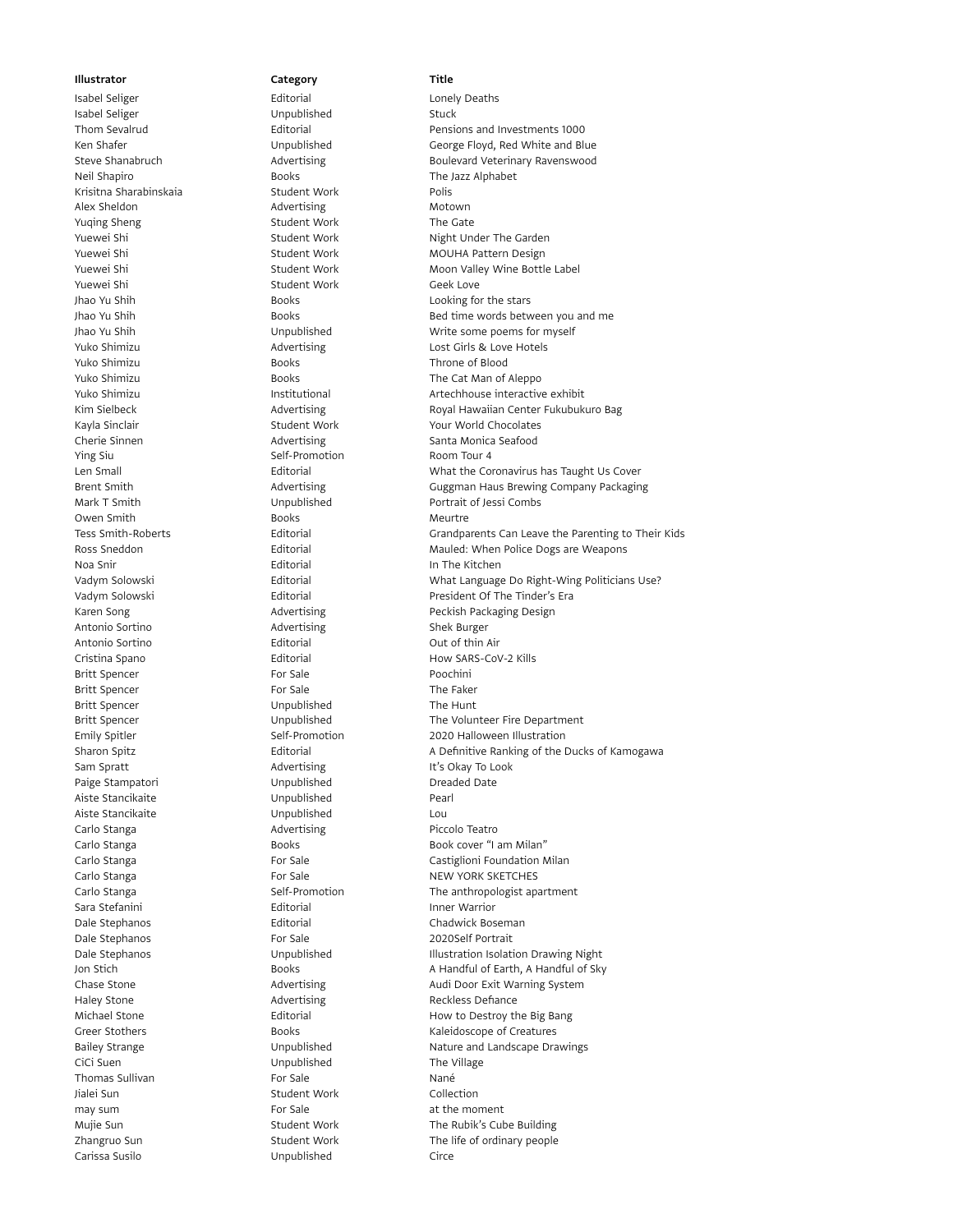| Illustrator | Category | Title |
| --- | --- | --- |
| Isabel Seliger | Editorial | Lonely Deaths |
| Isabel Seliger | Unpublished | Stuck |
| Thom Sevalrud | Editorial | Pensions and Investments 1000 |
| Ken Shafer | Unpublished | George Floyd, Red White and Blue |
| Steve Shanabruch | Advertising | Boulevard Veterinary Ravenswood |
| Neil Shapiro | Books | The Jazz Alphabet |
| Krisitna Sharabinskaia | Student Work | Polis |
| Alex Sheldon | Advertising | Motown |
| Yuqing Sheng | Student Work | The Gate |
| Yuewei Shi | Student Work | Night Under The Garden |
| Yuewei Shi | Student Work | MOUHA Pattern Design |
| Yuewei Shi | Student Work | Moon Valley Wine Bottle Label |
| Yuewei Shi | Student Work | Geek Love |
| Jhao Yu Shih | Books | Looking for the stars |
| Jhao Yu Shih | Books | Bed time words between you and me |
| Jhao Yu Shih | Unpublished | Write some poems for myself |
| Yuko Shimizu | Advertising | Lost Girls & Love Hotels |
| Yuko Shimizu | Books | Throne of Blood |
| Yuko Shimizu | Books | The Cat Man of Aleppo |
| Yuko Shimizu | Institutional | Artechhouse interactive exhibit |
| Kim Sielbeck | Advertising | Royal Hawaiian Center Fukubukuro Bag |
| Kayla Sinclair | Student Work | Your World Chocolates |
| Cherie Sinnen | Advertising | Santa Monica Seafood |
| Ying Siu | Self-Promotion | Room Tour 4 |
| Len Small | Editorial | What the Coronavirus has Taught Us Cover |
| Brent Smith | Advertising | Guggman Haus Brewing Company Packaging |
| Mark T Smith | Unpublished | Portrait of Jessi Combs |
| Owen Smith | Books | Meurtre |
| Tess Smith-Roberts | Editorial | Grandparents Can Leave the Parenting to Their Kids |
| Ross Sneddon | Editorial | Mauled: When Police Dogs are Weapons |
| Noa Snir | Editorial | In The Kitchen |
| Vadym Solowski | Editorial | What Language Do Right-Wing Politicians Use? |
| Vadym Solowski | Editorial | President Of The Tinder's Era |
| Karen Song | Advertising | Peckish Packaging Design |
| Antonio Sortino | Advertising | Shek Burger |
| Antonio Sortino | Editorial | Out of thin Air |
| Cristina Spano | Editorial | How SARS-CoV-2 Kills |
| Britt Spencer | For Sale | Poochini |
| Britt Spencer | For Sale | The Faker |
| Britt Spencer | Unpublished | The Hunt |
| Britt Spencer | Unpublished | The Volunteer Fire Department |
| Emily Spitler | Self-Promotion | 2020 Halloween Illustration |
| Sharon Spitz | Editorial | A Definitive Ranking of the Ducks of Kamogawa |
| Sam Spratt | Advertising | It's Okay To Look |
| Paige Stampatori | Unpublished | Dreaded Date |
| Aiste Stancikaite | Unpublished | Pearl |
| Aiste Stancikaite | Unpublished | Lou |
| Carlo Stanga | Advertising | Piccolo Teatro |
| Carlo Stanga | Books | Book cover "I am Milan" |
| Carlo Stanga | For Sale | Castiglioni Foundation Milan |
| Carlo Stanga | For Sale | NEW YORK SKETCHES |
| Carlo Stanga | Self-Promotion | The anthropologist apartment |
| Sara Stefanini | Editorial | Inner Warrior |
| Dale Stephanos | Editorial | Chadwick Boseman |
| Dale Stephanos | For Sale | 2020Self Portrait |
| Dale Stephanos | Unpublished | Illustration Isolation Drawing Night |
| Jon Stich | Books | A Handful of Earth, A Handful of Sky |
| Chase Stone | Advertising | Audi Door Exit Warning System |
| Haley Stone | Advertising | Reckless Defiance |
| Michael Stone | Editorial | How to Destroy the Big Bang |
| Greer Stothers | Books | Kaleidoscope of Creatures |
| Bailey Strange | Unpublished | Nature and Landscape Drawings |
| CiCi Suen | Unpublished | The Village |
| Thomas Sullivan | For Sale | Nané |
| Jialei Sun | Student Work | Collection |
| may sum | For Sale | at the moment |
| Mujie Sun | Student Work | The Rubik's Cube Building |
| Zhangruo Sun | Student Work | The life of ordinary people |
| Carissa Susilo | Unpublished | Circe |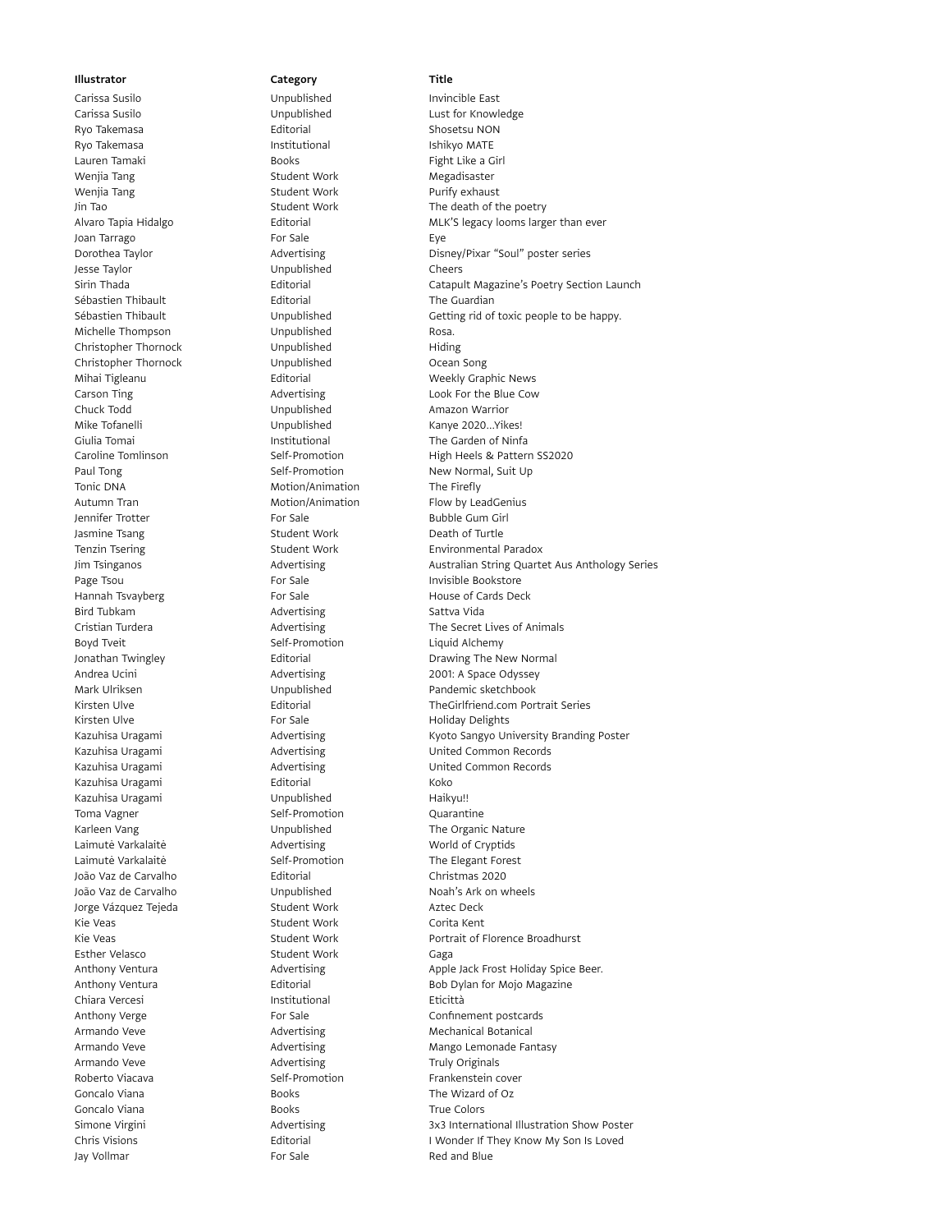| Illustrator | Category | Title |
|---|---|---|
| Carissa Susilo | Unpublished | Invincible East |
| Carissa Susilo | Unpublished | Lust for Knowledge |
| Ryo Takemasa | Editorial | Shosetsu NON |
| Ryo Takemasa | Institutional | Ishikyo MATE |
| Lauren Tamaki | Books | Fight Like a Girl |
| Wenjia Tang | Student Work | Megadisaster |
| Wenjia Tang | Student Work | Purify exhaust |
| Jin Tao | Student Work | The death of the poetry |
| Alvaro Tapia Hidalgo | Editorial | MLK'S legacy looms larger than ever |
| Joan Tarrago | For Sale | Eye |
| Dorothea Taylor | Advertising | Disney/Pixar "Soul" poster series |
| Jesse Taylor | Unpublished | Cheers |
| Sirin Thada | Editorial | Catapult Magazine's Poetry Section Launch |
| Sébastien Thibault | Editorial | The Guardian |
| Sébastien Thibault | Unpublished | Getting rid of toxic people to be happy. |
| Michelle Thompson | Unpublished | Rosa. |
| Christopher Thornock | Unpublished | Hiding |
| Christopher Thornock | Unpublished | Ocean Song |
| Mihai Tigleanu | Editorial | Weekly Graphic News |
| Carson Ting | Advertising | Look For the Blue Cow |
| Chuck Todd | Unpublished | Amazon Warrior |
| Mike Tofanelli | Unpublished | Kanye 2020...Yikes! |
| Giulia Tomai | Institutional | The Garden of Ninfa |
| Caroline Tomlinson | Self-Promotion | High Heels & Pattern SS2020 |
| Paul Tong | Self-Promotion | New Normal, Suit Up |
| Tonic DNA | Motion/Animation | The Firefly |
| Autumn Tran | Motion/Animation | Flow by LeadGenius |
| Jennifer Trotter | For Sale | Bubble Gum Girl |
| Jasmine Tsang | Student Work | Death of Turtle |
| Tenzin Tsering | Student Work | Environmental Paradox |
| Jim Tsinganos | Advertising | Australian String Quartet Aus Anthology Series |
| Page Tsou | For Sale | Invisible Bookstore |
| Hannah Tsvayberg | For Sale | House of Cards Deck |
| Bird Tubkam | Advertising | Sattva Vida |
| Cristian Turdera | Advertising | The Secret Lives of Animals |
| Boyd Tveit | Self-Promotion | Liquid Alchemy |
| Jonathan Twingley | Editorial | Drawing The New Normal |
| Andrea Ucini | Advertising | 2001: A Space Odyssey |
| Mark Ulriksen | Unpublished | Pandemic sketchbook |
| Kirsten Ulve | Editorial | TheGirlfriend.com Portrait Series |
| Kirsten Ulve | For Sale | Holiday Delights |
| Kazuhisa Uragami | Advertising | Kyoto Sangyo University Branding Poster |
| Kazuhisa Uragami | Advertising | United Common Records |
| Kazuhisa Uragami | Advertising | United Common Records |
| Kazuhisa Uragami | Editorial | Koko |
| Kazuhisa Uragami | Unpublished | Haikyu!! |
| Toma Vagner | Self-Promotion | Quarantine |
| Karleen Vang | Unpublished | The Organic Nature |
| Laimutė Varkalaitė | Advertising | World of Cryptids |
| Laimutė Varkalaitė | Self-Promotion | The Elegant Forest |
| João Vaz de Carvalho | Editorial | Christmas 2020 |
| João Vaz de Carvalho | Unpublished | Noah's Ark on wheels |
| Jorge Vázquez Tejeda | Student Work | Aztec Deck |
| Kie Veas | Student Work | Corita Kent |
| Kie Veas | Student Work | Portrait of Florence Broadhurst |
| Esther Velasco | Student Work | Gaga |
| Anthony Ventura | Advertising | Apple Jack Frost Holiday Spice Beer. |
| Anthony Ventura | Editorial | Bob Dylan for Mojo Magazine |
| Chiara Vercesi | Institutional | Eticittà |
| Anthony Verge | For Sale | Confinement postcards |
| Armando Veve | Advertising | Mechanical Botanical |
| Armando Veve | Advertising | Mango Lemonade Fantasy |
| Armando Veve | Advertising | Truly Originals |
| Roberto Viacava | Self-Promotion | Frankenstein cover |
| Goncalo Viana | Books | The Wizard of Oz |
| Goncalo Viana | Books | True Colors |
| Simone Virgini | Advertising | 3x3 International Illustration Show Poster |
| Chris Visions | Editorial | I Wonder If They Know My Son Is Loved |
| Jay Vollmar | For Sale | Red and Blue |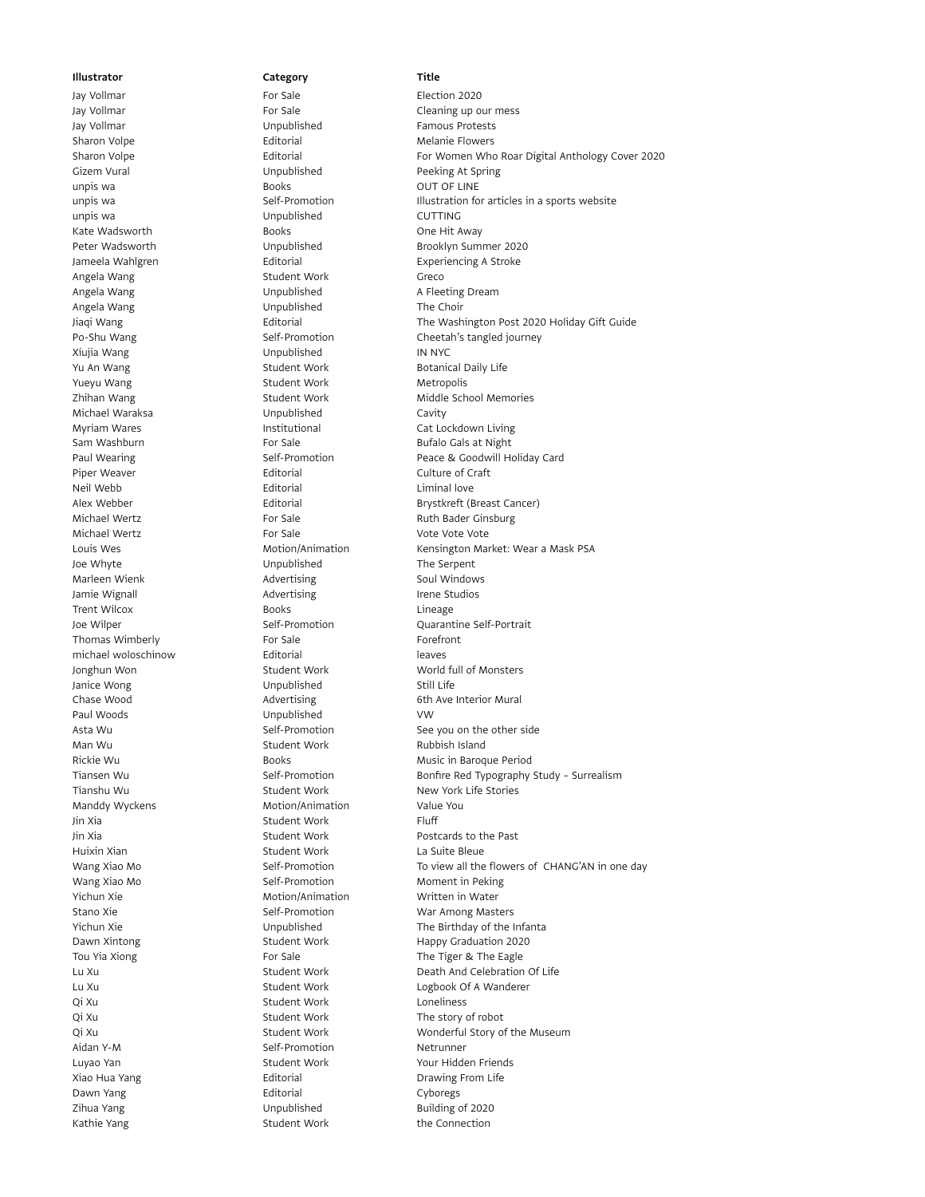| Illustrator | Category | Title |
| --- | --- | --- |
| Jay Vollmar | For Sale | Election 2020 |
| Jay Vollmar | For Sale | Cleaning up our mess |
| Jay Vollmar | Unpublished | Famous Protests |
| Sharon Volpe | Editorial | Melanie Flowers |
| Sharon Volpe | Editorial | For Women Who Roar Digital Anthology Cover 2020 |
| Gizem Vural | Unpublished | Peeking At Spring |
| unpis wa | Books | OUT OF LINE |
| unpis wa | Self-Promotion | Illustration for articles in a sports website |
| unpis wa | Unpublished | CUTTING |
| Kate Wadsworth | Books | One Hit Away |
| Peter Wadsworth | Unpublished | Brooklyn Summer 2020 |
| Jameela Wahlgren | Editorial | Experiencing A Stroke |
| Angela Wang | Student Work | Greco |
| Angela Wang | Unpublished | A Fleeting Dream |
| Angela Wang | Unpublished | The Choir |
| Jiaqi Wang | Editorial | The Washington Post 2020 Holiday Gift Guide |
| Po-Shu Wang | Self-Promotion | Cheetah's tangled journey |
| Xiujia Wang | Unpublished | IN NYC |
| Yu An Wang | Student Work | Botanical Daily Life |
| Yueyu Wang | Student Work | Metropolis |
| Zhihan Wang | Student Work | Middle School Memories |
| Michael Waraksa | Unpublished | Cavity |
| Myriam Wares | Institutional | Cat Lockdown Living |
| Sam Washburn | For Sale | Bufalo Gals at Night |
| Paul Wearing | Self-Promotion | Peace & Goodwill Holiday Card |
| Piper Weaver | Editorial | Culture of Craft |
| Neil Webb | Editorial | Liminal love |
| Alex Webber | Editorial | Brystkreft (Breast Cancer) |
| Michael Wertz | For Sale | Ruth Bader Ginsburg |
| Michael Wertz | For Sale | Vote Vote Vote |
| Louis Wes | Motion/Animation | Kensington Market: Wear a Mask PSA |
| Joe Whyte | Unpublished | The Serpent |
| Marleen Wienk | Advertising | Soul Windows |
| Jamie Wignall | Advertising | Irene Studios |
| Trent Wilcox | Books | Lineage |
| Joe Wilper | Self-Promotion | Quarantine Self-Portrait |
| Thomas Wimberly | For Sale | Forefront |
| michael woloschinow | Editorial | leaves |
| Jonghun Won | Student Work | World full of Monsters |
| Janice Wong | Unpublished | Still Life |
| Chase Wood | Advertising | 6th Ave Interior Mural |
| Paul Woods | Unpublished | VW |
| Asta Wu | Self-Promotion | See you on the other side |
| Man Wu | Student Work | Rubbish Island |
| Rickie Wu | Books | Music in Baroque Period |
| Tiansen Wu | Self-Promotion | Bonfire Red Typography Study – Surrealism |
| Tianshu Wu | Student Work | New York Life Stories |
| Manddy Wyckens | Motion/Animation | Value You |
| Jin Xia | Student Work | Fluff |
| Jin Xia | Student Work | Postcards to the Past |
| Huixin Xian | Student Work | La Suite Bleue |
| Wang Xiao Mo | Self-Promotion | To view all the flowers of CHANG'AN in one day |
| Wang Xiao Mo | Self-Promotion | Moment in Peking |
| Yichun Xie | Motion/Animation | Written in Water |
| Stano Xie | Self-Promotion | War Among Masters |
| Yichun Xie | Unpublished | The Birthday of the Infanta |
| Dawn Xintong | Student Work | Happy Graduation 2020 |
| Tou Yia Xiong | For Sale | The Tiger & The Eagle |
| Lu Xu | Student Work | Death And Celebration Of Life |
| Lu Xu | Student Work | Logbook Of A Wanderer |
| Qi Xu | Student Work | Loneliness |
| Qi Xu | Student Work | The story of robot |
| Qi Xu | Student Work | Wonderful Story of the Museum |
| Aidan Y-M | Self-Promotion | Netrunner |
| Luyao Yan | Student Work | Your Hidden Friends |
| Xiao Hua Yang | Editorial | Drawing From Life |
| Dawn Yang | Editorial | Cyboregs |
| Zihua Yang | Unpublished | Building of 2020 |
| Kathie Yang | Student Work | the Connection |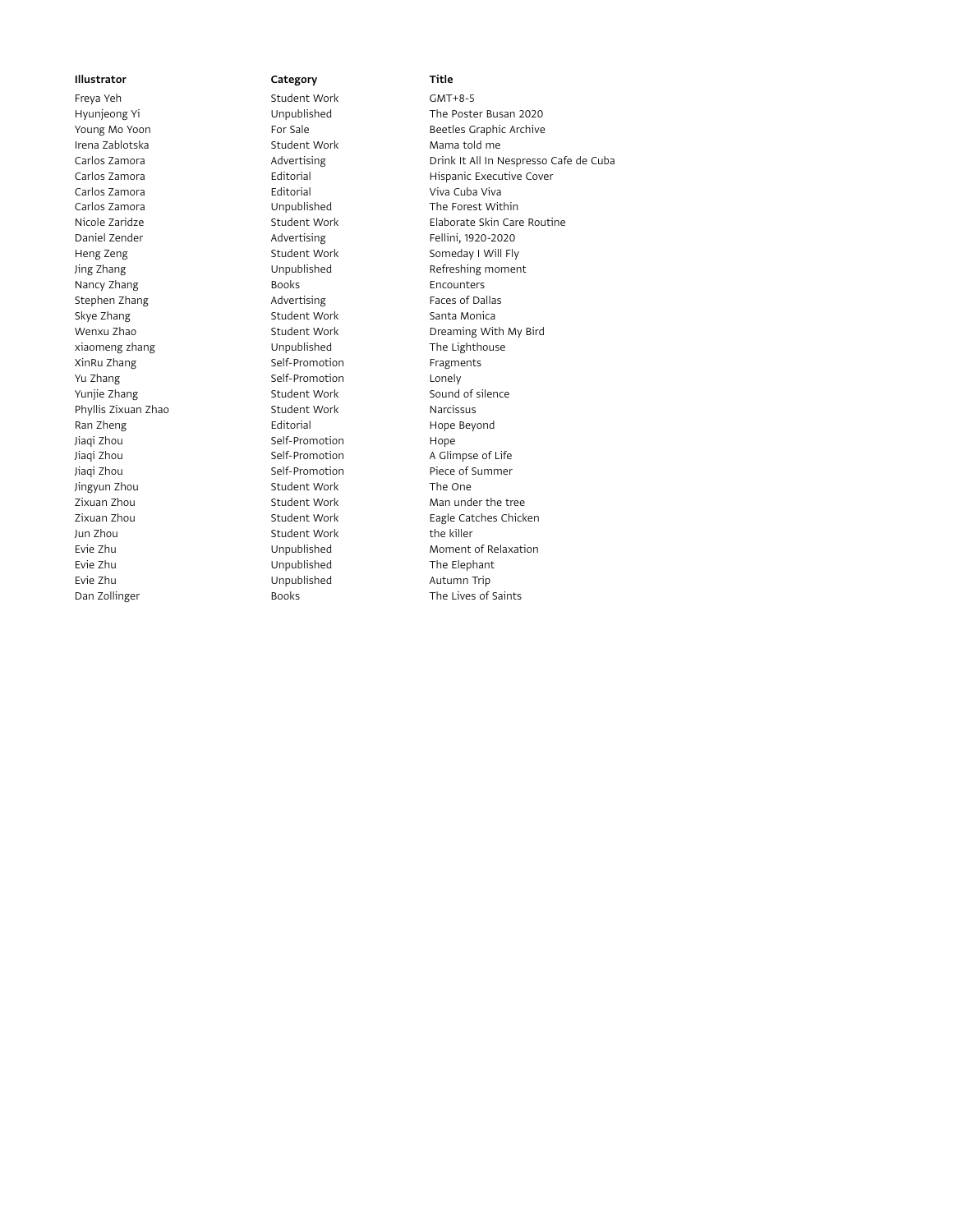| Illustrator | Category | Title |
| --- | --- | --- |
| Freya Yeh | Student Work | GMT+8-5 |
| Hyunjeong Yi | Unpublished | The Poster Busan 2020 |
| Young Mo Yoon | For Sale | Beetles Graphic Archive |
| Irena Zablotska | Student Work | Mama told me |
| Carlos Zamora | Advertising | Drink It All In Nespresso Cafe de Cuba |
| Carlos Zamora | Editorial | Hispanic Executive Cover |
| Carlos Zamora | Editorial | Viva Cuba Viva |
| Carlos Zamora | Unpublished | The Forest Within |
| Nicole Zaridze | Student Work | Elaborate Skin Care Routine |
| Daniel Zender | Advertising | Fellini, 1920-2020 |
| Heng Zeng | Student Work | Someday I Will Fly |
| Jing Zhang | Unpublished | Refreshing moment |
| Nancy Zhang | Books | Encounters |
| Stephen Zhang | Advertising | Faces of Dallas |
| Skye Zhang | Student Work | Santa Monica |
| Wenxu Zhao | Student Work | Dreaming With My Bird |
| xiaomeng zhang | Unpublished | The Lighthouse |
| XinRu Zhang | Self-Promotion | Fragments |
| Yu Zhang | Self-Promotion | Lonely |
| Yunjie Zhang | Student Work | Sound of silence |
| Phyllis Zixuan Zhao | Student Work | Narcissus |
| Ran Zheng | Editorial | Hope Beyond |
| Jiaqi Zhou | Self-Promotion | Hope |
| Jiaqi Zhou | Self-Promotion | A Glimpse of Life |
| Jiaqi Zhou | Self-Promotion | Piece of Summer |
| Jingyun Zhou | Student Work | The One |
| Zixuan Zhou | Student Work | Man under the tree |
| Zixuan Zhou | Student Work | Eagle Catches Chicken |
| Jun Zhou | Student Work | the killer |
| Evie Zhu | Unpublished | Moment of Relaxation |
| Evie Zhu | Unpublished | The Elephant |
| Evie Zhu | Unpublished | Autumn Trip |
| Dan Zollinger | Books | The Lives of Saints |